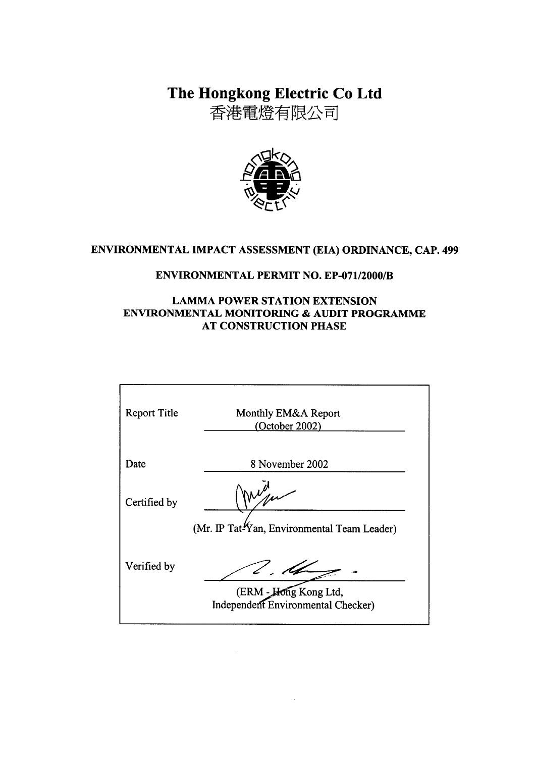# The Hongkong Electric Co Ltd

香港電燈有限公司

**ENVIRONMENTAL IMPACT ASSESSMENT (EIA) ORDINANCE, CAP. 499**

**ENVIRONMENTAL PERMIT NO. EP-071/2000/B**

**LAMMA POWER STATION EXTENSION**
**ENVIRONMENTAL MONITORING & AUDIT PROGRAMME**
**AT CONSTRUCTION PHASE**

| | |
|---|---|
| Report Title | Monthly EM&A Report (October 2002) |
| Date | 8 November 2002 |
| Certified by | (Mr. IP Tat-Yan, Environmental Team Leader) |
| Verified by | (ERM - Hong Kong Ltd, Independent Environmental Checker) |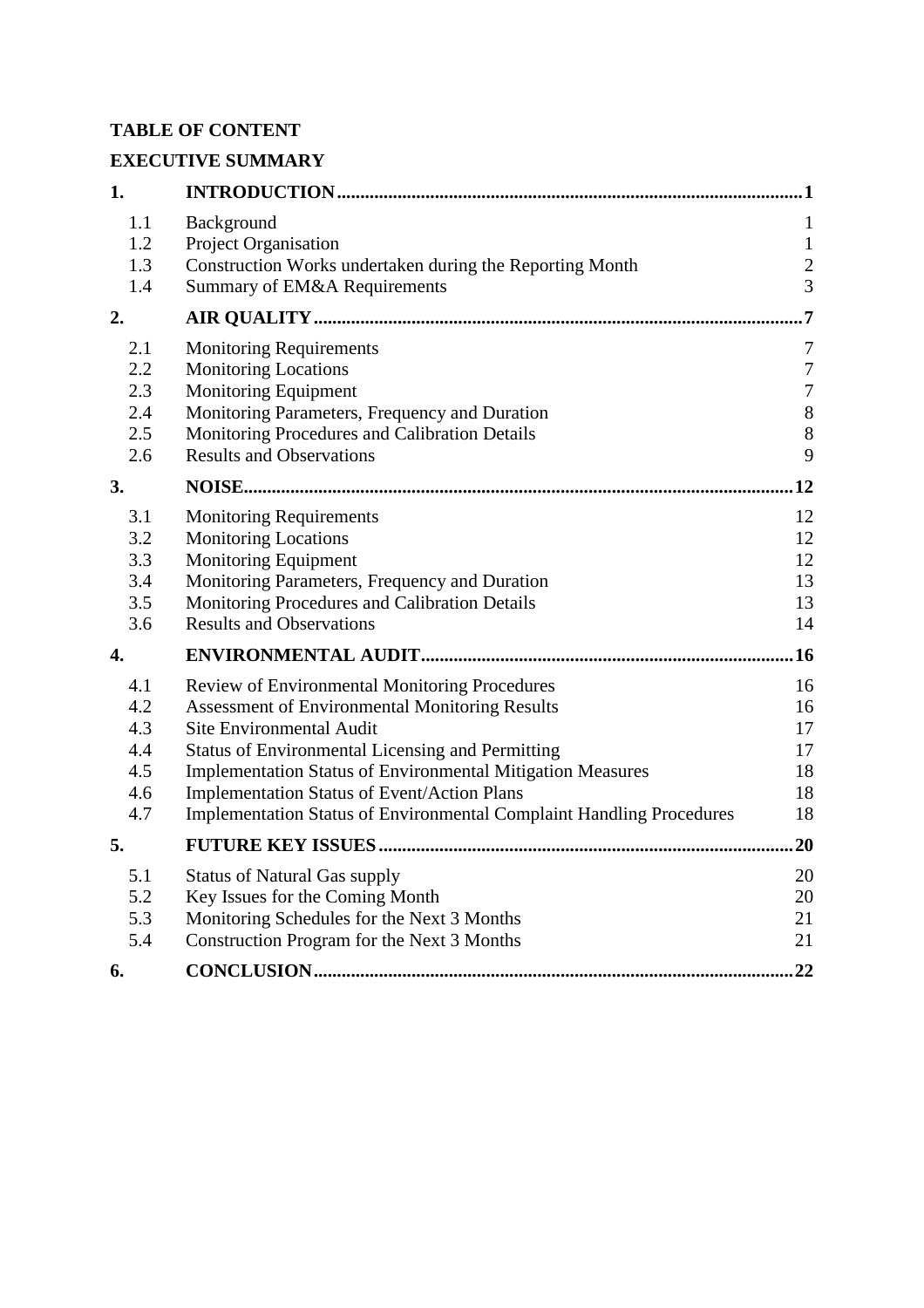**TABLE OF CONTENT**

**EXECUTIVE SUMMARY**

| | | |
|---|---|---|
| **1.** | **INTRODUCTION** | **1** |
| 1.1 | Background | 1 |
| 1.2 | Project Organisation | 1 |
| 1.3 | Construction Works undertaken during the Reporting Month | 2 |
| 1.4 | Summary of EM&A Requirements | 3 |
| **2.** | **AIR QUALITY** | **7** |
| 2.1 | Monitoring Requirements | 7 |
| 2.2 | Monitoring Locations | 7 |
| 2.3 | Monitoring Equipment | 7 |
| 2.4 | Monitoring Parameters, Frequency and Duration | 8 |
| 2.5 | Monitoring Procedures and Calibration Details | 8 |
| 2.6 | Results and Observations | 9 |
| **3.** | **NOISE** | **12** |
| 3.1 | Monitoring Requirements | 12 |
| 3.2 | Monitoring Locations | 12 |
| 3.3 | Monitoring Equipment | 12 |
| 3.4 | Monitoring Parameters, Frequency and Duration | 13 |
| 3.5 | Monitoring Procedures and Calibration Details | 13 |
| 3.6 | Results and Observations | 14 |
| **4.** | **ENVIRONMENTAL AUDIT** | **16** |
| 4.1 | Review of Environmental Monitoring Procedures | 16 |
| 4.2 | Assessment of Environmental Monitoring Results | 16 |
| 4.3 | Site Environmental Audit | 17 |
| 4.4 | Status of Environmental Licensing and Permitting | 17 |
| 4.5 | Implementation Status of Environmental Mitigation Measures | 18 |
| 4.6 | Implementation Status of Event/Action Plans | 18 |
| 4.7 | Implementation Status of Environmental Complaint Handling Procedures | 18 |
| **5.** | **FUTURE KEY ISSUES** | **20** |
| 5.1 | Status of Natural Gas supply | 20 |
| 5.2 | Key Issues for the Coming Month | 20 |
| 5.3 | Monitoring Schedules for the Next 3 Months | 21 |
| 5.4 | Construction Program for the Next 3 Months | 21 |
| **6.** | **CONCLUSION** | **22** |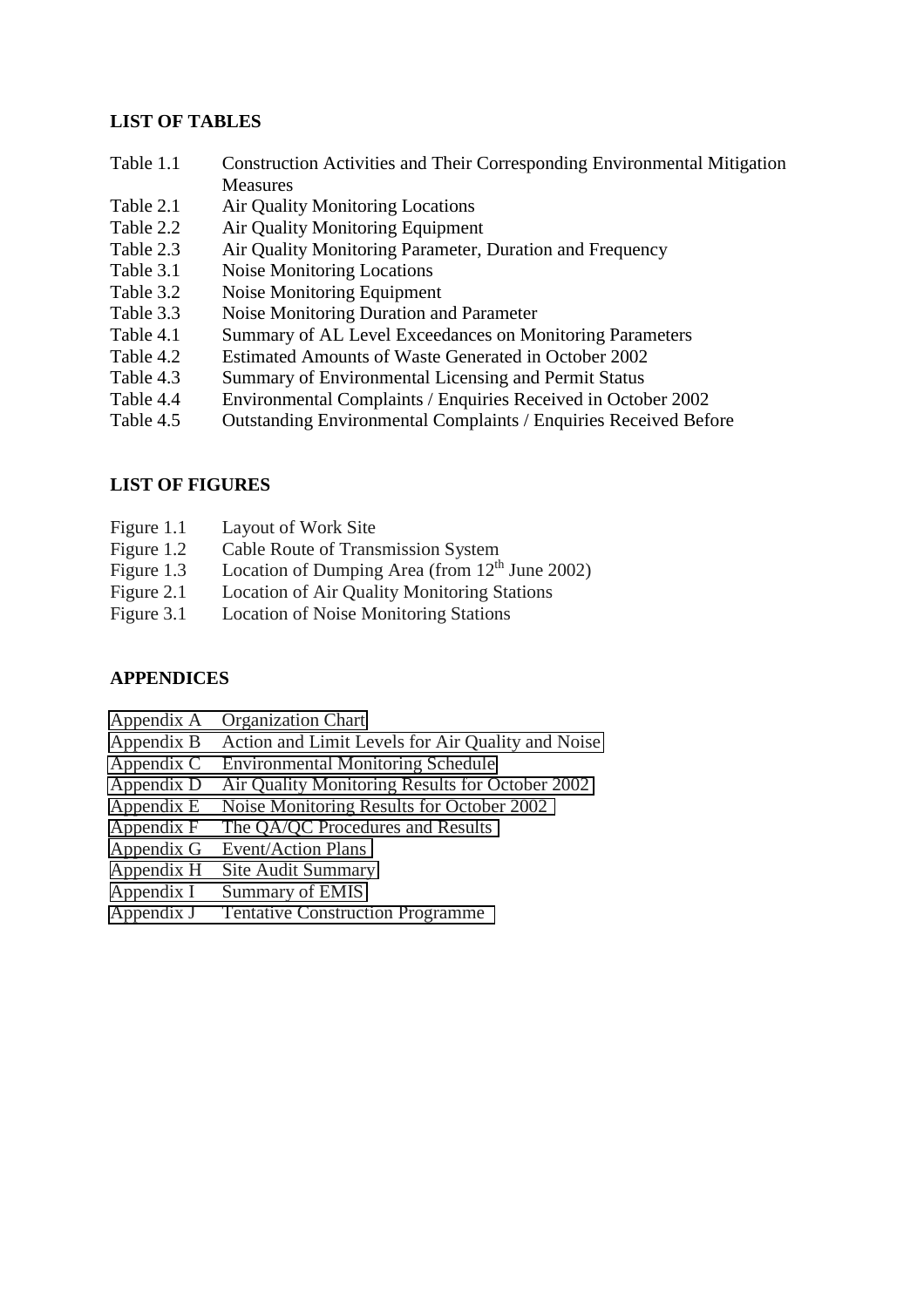**LIST OF TABLES**

| | |
|---|---|
| Table 1.1 | Construction Activities and Their Corresponding Environmental Mitigation Measures |
| Table 2.1 | Air Quality Monitoring Locations |
| Table 2.2 | Air Quality Monitoring Equipment |
| Table 2.3 | Air Quality Monitoring Parameter, Duration and Frequency |
| Table 3.1 | Noise Monitoring Locations |
| Table 3.2 | Noise Monitoring Equipment |
| Table 3.3 | Noise Monitoring Duration and Parameter |
| Table 4.1 | Summary of AL Level Exceedances on Monitoring Parameters |
| Table 4.2 | Estimated Amounts of Waste Generated in October 2002 |
| Table 4.3 | Summary of Environmental Licensing and Permit Status |
| Table 4.4 | Environmental Complaints / Enquiries Received in October 2002 |
| Table 4.5 | Outstanding Environmental Complaints / Enquiries Received Before |

**LIST OF FIGURES**

| | |
|---|---|
| Figure 1.1 | Layout of Work Site |
| Figure 1.2 | Cable Route of Transmission System |
| Figure 1.3 | Location of Dumping Area (from 12th June 2002) |
| Figure 2.1 | Location of Air Quality Monitoring Stations |
| Figure 3.1 | Location of Noise Monitoring Stations |

**APPENDICES**

| | |
|---|---|
| Appendix A | Organization Chart |
| Appendix B | Action and Limit Levels for Air Quality and Noise |
| Appendix C | Environmental Monitoring Schedule |
| Appendix D | Air Quality Monitoring Results for October 2002 |
| Appendix E | Noise Monitoring Results for October 2002 |
| Appendix F | The QA/QC Procedures and Results |
| Appendix G | Event/Action Plans |
| Appendix H | Site Audit Summary |
| Appendix I | Summary of EMIS |
| Appendix J | Tentative Construction Programme |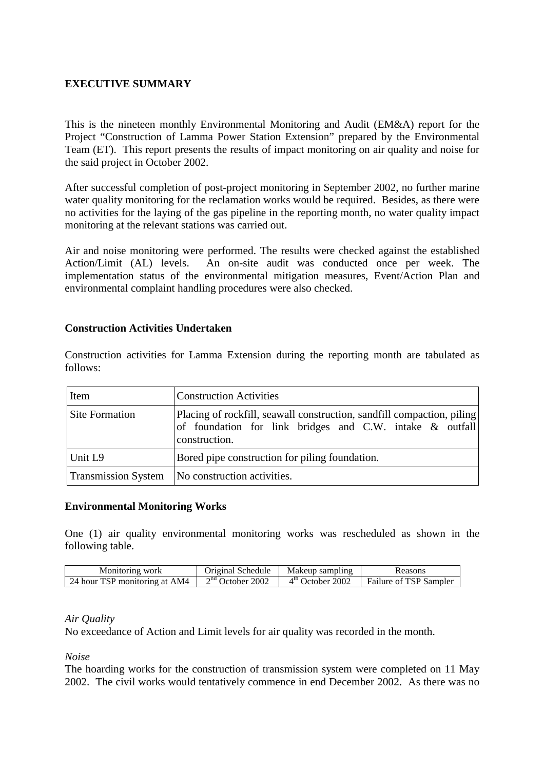## EXECUTIVE SUMMARY

This is the nineteen monthly Environmental Monitoring and Audit (EM&A) report for the Project "Construction of Lamma Power Station Extension" prepared by the Environmental Team (ET). This report presents the results of impact monitoring on air quality and noise for the said project in October 2002.

After successful completion of post-project monitoring in September 2002, no further marine water quality monitoring for the reclamation works would be required. Besides, as there were no activities for the laying of the gas pipeline in the reporting month, no water quality impact monitoring at the relevant stations was carried out.

Air and noise monitoring were performed. The results were checked against the established Action/Limit (AL) levels. An on-site audit was conducted once per week. The implementation status of the environmental mitigation measures, Event/Action Plan and environmental complaint handling procedures were also checked.

### Construction Activities Undertaken

Construction activities for Lamma Extension during the reporting month are tabulated as follows:

| Item | Construction Activities |
|---|---|
| Site Formation | Placing of rockfill, seawall construction, sandfill compaction, piling of foundation for link bridges and C.W. intake & outfall construction. |
| Unit L9 | Bored pipe construction for piling foundation. |
| Transmission System | No construction activities. |

### Environmental Monitoring Works

One (1) air quality environmental monitoring works was rescheduled as shown in the following table.

| Monitoring work | Original Schedule | Makeup sampling | Reasons |
|---|---|---|---|
| 24 hour TSP monitoring at AM4 | 2nd October 2002 | 4th October 2002 | Failure of TSP Sampler |

*Air Quality*

No exceedance of Action and Limit levels for air quality was recorded in the month.

*Noise*

The hoarding works for the construction of transmission system were completed on 11 May 2002. The civil works would tentatively commence in end December 2002. As there was no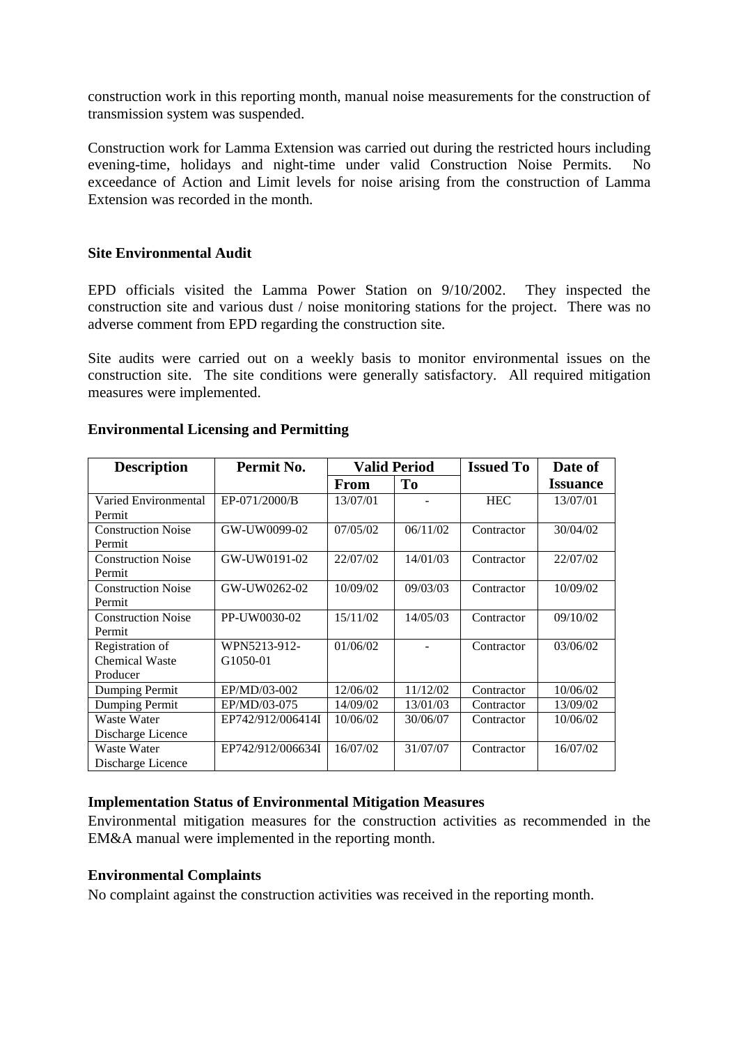construction work in this reporting month, manual noise measurements for the construction of transmission system was suspended.

Construction work for Lamma Extension was carried out during the restricted hours including evening-time, holidays and night-time under valid Construction Noise Permits. No exceedance of Action and Limit levels for noise arising from the construction of Lamma Extension was recorded in the month.

### Site Environmental Audit

EPD officials visited the Lamma Power Station on 9/10/2002. They inspected the construction site and various dust / noise monitoring stations for the project. There was no adverse comment from EPD regarding the construction site.

Site audits were carried out on a weekly basis to monitor environmental issues on the construction site. The site conditions were generally satisfactory. All required mitigation measures were implemented.

### Environmental Licensing and Permitting

| Description | Permit No. | Valid Period | | Issued To | Date of Issuance |
|---|---|---|---|---|---|
| | | From | To | | |
| Varied Environmental Permit | EP-071/2000/B | 13/07/01 | - | HEC | 13/07/01 |
| Construction Noise Permit | GW-UW0099-02 | 07/05/02 | 06/11/02 | Contractor | 30/04/02 |
| Construction Noise Permit | GW-UW0191-02 | 22/07/02 | 14/01/03 | Contractor | 22/07/02 |
| Construction Noise Permit | GW-UW0262-02 | 10/09/02 | 09/03/03 | Contractor | 10/09/02 |
| Construction Noise Permit | PP-UW0030-02 | 15/11/02 | 14/05/03 | Contractor | 09/10/02 |
| Registration of Chemical Waste Producer | WPN5213-912-G1050-01 | 01/06/02 | - | Contractor | 03/06/02 |
| Dumping Permit | EP/MD/03-002 | 12/06/02 | 11/12/02 | Contractor | 10/06/02 |
| Dumping Permit | EP/MD/03-075 | 14/09/02 | 13/01/03 | Contractor | 13/09/02 |
| Waste Water Discharge Licence | EP742/912/006414I | 10/06/02 | 30/06/07 | Contractor | 10/06/02 |
| Waste Water Discharge Licence | EP742/912/006634I | 16/07/02 | 31/07/07 | Contractor | 16/07/02 |

### Implementation Status of Environmental Mitigation Measures

Environmental mitigation measures for the construction activities as recommended in the EM&A manual were implemented in the reporting month.

### Environmental Complaints

No complaint against the construction activities was received in the reporting month.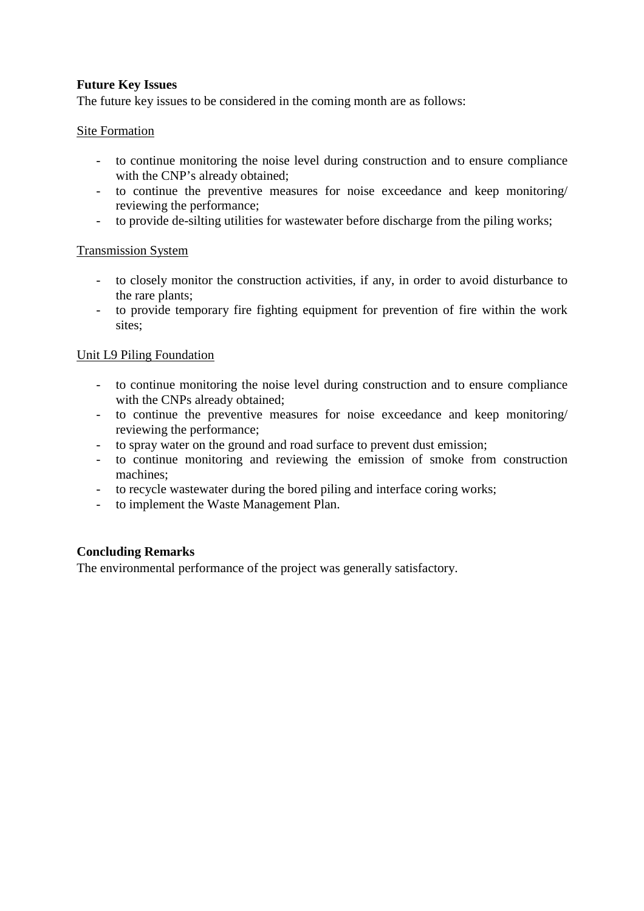**Future Key Issues**

The future key issues to be considered in the coming month are as follows:

<u>Site Formation</u>

- to continue monitoring the noise level during construction and to ensure compliance with the CNP's already obtained;
- to continue the preventive measures for noise exceedance and keep monitoring/ reviewing the performance;
- to provide de-silting utilities for wastewater before discharge from the piling works;

<u>Transmission System</u>

- to closely monitor the construction activities, if any, in order to avoid disturbance to the rare plants;
- to provide temporary fire fighting equipment for prevention of fire within the work sites;

<u>Unit L9 Piling Foundation</u>

- to continue monitoring the noise level during construction and to ensure compliance with the CNPs already obtained;
- to continue the preventive measures for noise exceedance and keep monitoring/ reviewing the performance;
- to spray water on the ground and road surface to prevent dust emission;
- to continue monitoring and reviewing the emission of smoke from construction machines;
- to recycle wastewater during the bored piling and interface coring works;
- to implement the Waste Management Plan.

**Concluding Remarks**

The environmental performance of the project was generally satisfactory.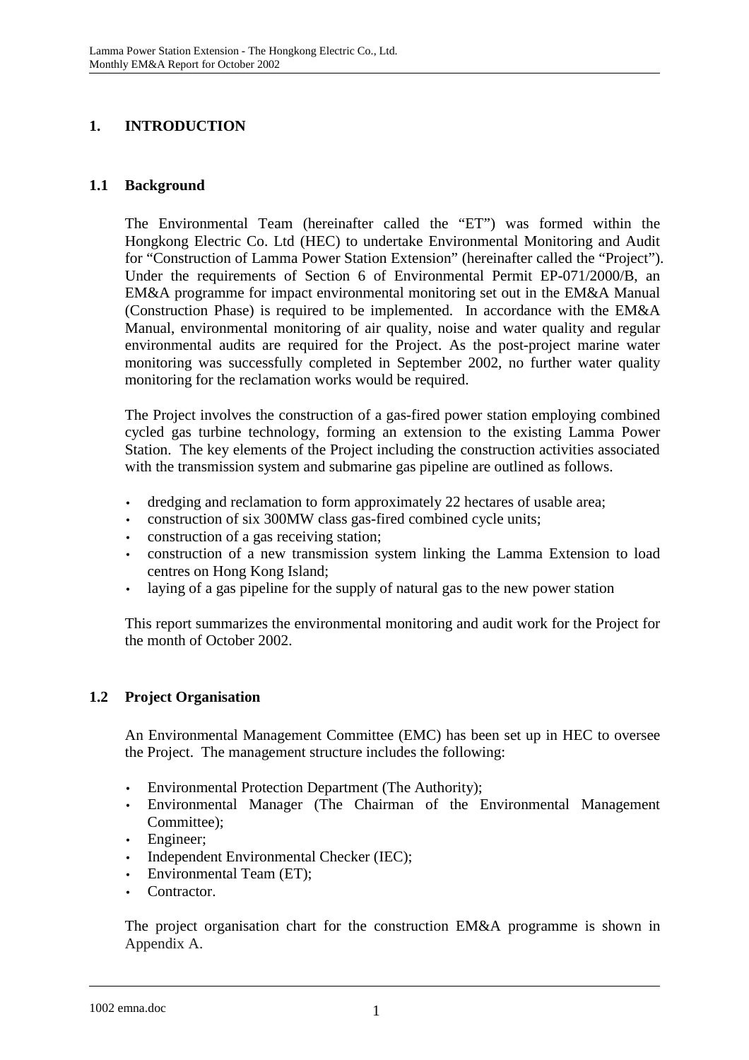# 1. INTRODUCTION

## 1.1 Background

The Environmental Team (hereinafter called the "ET") was formed within the Hongkong Electric Co. Ltd (HEC) to undertake Environmental Monitoring and Audit for "Construction of Lamma Power Station Extension" (hereinafter called the "Project"). Under the requirements of Section 6 of Environmental Permit EP-071/2000/B, an EM&A programme for impact environmental monitoring set out in the EM&A Manual (Construction Phase) is required to be implemented. In accordance with the EM&A Manual, environmental monitoring of air quality, noise and water quality and regular environmental audits are required for the Project. As the post-project marine water monitoring was successfully completed in September 2002, no further water quality monitoring for the reclamation works would be required.

The Project involves the construction of a gas-fired power station employing combined cycled gas turbine technology, forming an extension to the existing Lamma Power Station. The key elements of the Project including the construction activities associated with the transmission system and submarine gas pipeline are outlined as follows.

- dredging and reclamation to form approximately 22 hectares of usable area;
- construction of six 300MW class gas-fired combined cycle units;
- construction of a gas receiving station;
- construction of a new transmission system linking the Lamma Extension to load centres on Hong Kong Island;
- laying of a gas pipeline for the supply of natural gas to the new power station

This report summarizes the environmental monitoring and audit work for the Project for the month of October 2002.

## 1.2 Project Organisation

An Environmental Management Committee (EMC) has been set up in HEC to oversee the Project. The management structure includes the following:

- Environmental Protection Department (The Authority);
- Environmental Manager (The Chairman of the Environmental Management Committee);
- Engineer;
- Independent Environmental Checker (IEC);
- Environmental Team (ET);
- Contractor.

The project organisation chart for the construction EM&A programme is shown in Appendix A.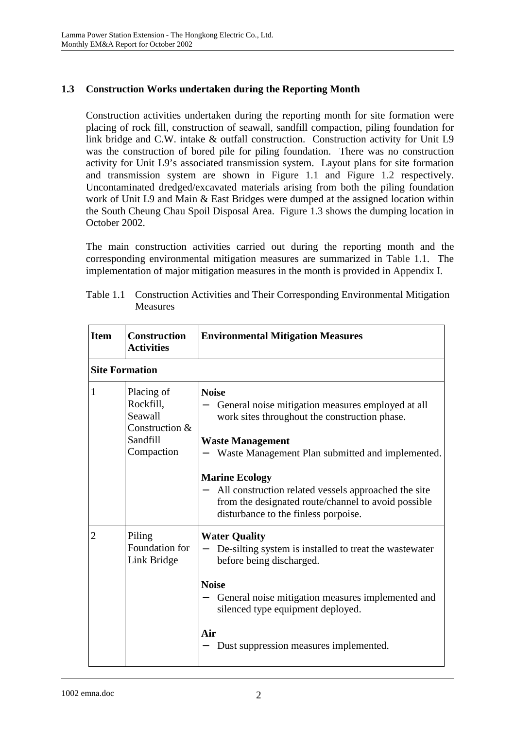## 1.3 Construction Works undertaken during the Reporting Month

Construction activities undertaken during the reporting month for site formation were placing of rock fill, construction of seawall, sandfill compaction, piling foundation for link bridge and C.W. intake & outfall construction. Construction activity for Unit L9 was the construction of bored pile for piling foundation. There was no construction activity for Unit L9's associated transmission system. Layout plans for site formation and transmission system are shown in Figure 1.1 and Figure 1.2 respectively. Uncontaminated dredged/excavated materials arising from both the piling foundation work of Unit L9 and Main & East Bridges were dumped at the assigned location within the South Cheung Chau Spoil Disposal Area. Figure 1.3 shows the dumping location in October 2002.

The main construction activities carried out during the reporting month and the corresponding environmental mitigation measures are summarized in Table 1.1. The implementation of major mitigation measures in the month is provided in Appendix I.

Table 1.1 Construction Activities and Their Corresponding Environmental Mitigation Measures

| Item | Construction Activities | Environmental Mitigation Measures |
|---|---|---|
| **Site Formation** | | |
| 1 | Placing of Rockfill, Seawall Construction & Sandfill Compaction | **Noise**<br>– General noise mitigation measures employed at all work sites throughout the construction phase.<br><br>**Waste Management**<br>– Waste Management Plan submitted and implemented.<br><br>**Marine Ecology**<br>– All construction related vessels approached the site from the designated route/channel to avoid possible disturbance to the finless porpoise. |
| 2 | Piling Foundation for Link Bridge | **Water Quality**<br>– De-silting system is installed to treat the wastewater before being discharged.<br><br>**Noise**<br>– General noise mitigation measures implemented and silenced type equipment deployed.<br><br>**Air**<br>– Dust suppression measures implemented. |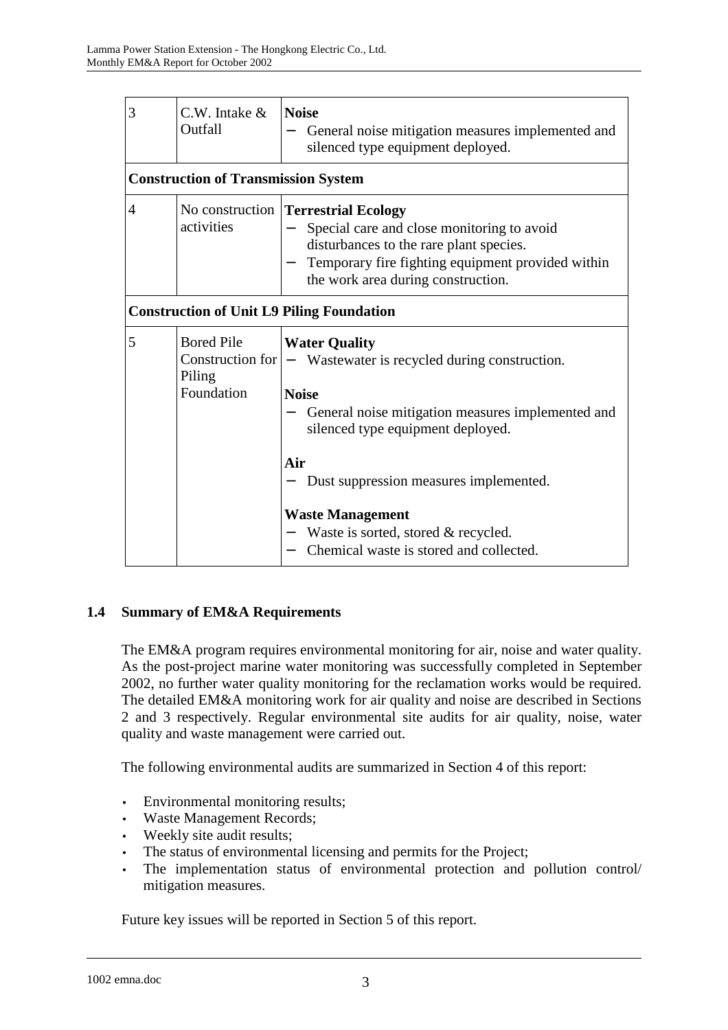| | | |
|---|---|---|
| 3 | C.W. Intake & Outfall | **Noise**<br>− General noise mitigation measures implemented and silenced type equipment deployed. |
| **Construction of Transmission System** | | |
| 4 | No construction activities | **Terrestrial Ecology**<br>− Special care and close monitoring to avoid disturbances to the rare plant species.<br>− Temporary fire fighting equipment provided within the work area during construction. |
| **Construction of Unit L9 Piling Foundation** | | |
| 5 | Bored Pile Construction for Piling Foundation | **Water Quality**<br>− Wastewater is recycled during construction.<br><br>**Noise**<br>− General noise mitigation measures implemented and silenced type equipment deployed.<br><br>**Air**<br>− Dust suppression measures implemented.<br><br>**Waste Management**<br>− Waste is sorted, stored & recycled.<br>− Chemical waste is stored and collected. |

## 1.4 Summary of EM&A Requirements

The EM&A program requires environmental monitoring for air, noise and water quality. As the post-project marine water monitoring was successfully completed in September 2002, no further water quality monitoring for the reclamation works would be required. The detailed EM&A monitoring work for air quality and noise are described in Sections 2 and 3 respectively. Regular environmental site audits for air quality, noise, water quality and waste management were carried out.

The following environmental audits are summarized in Section 4 of this report:

- Environmental monitoring results;
- Waste Management Records;
- Weekly site audit results;
- The status of environmental licensing and permits for the Project;
- The implementation status of environmental protection and pollution control/ mitigation measures.

Future key issues will be reported in Section 5 of this report.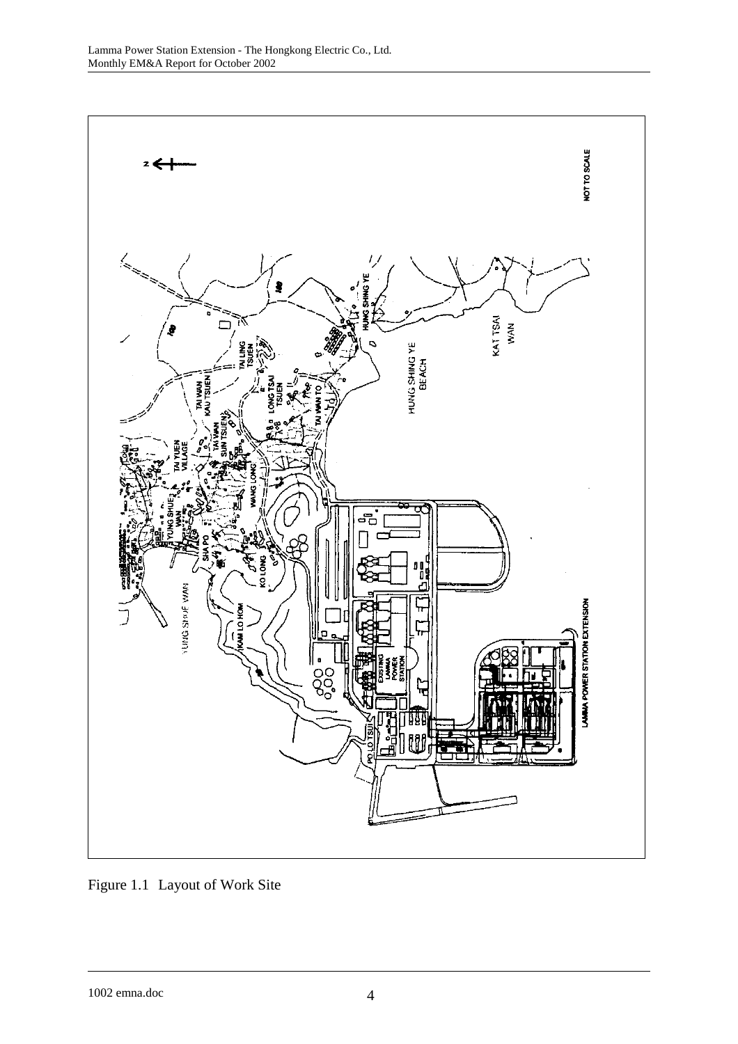Figure 1.1 Layout of Work Site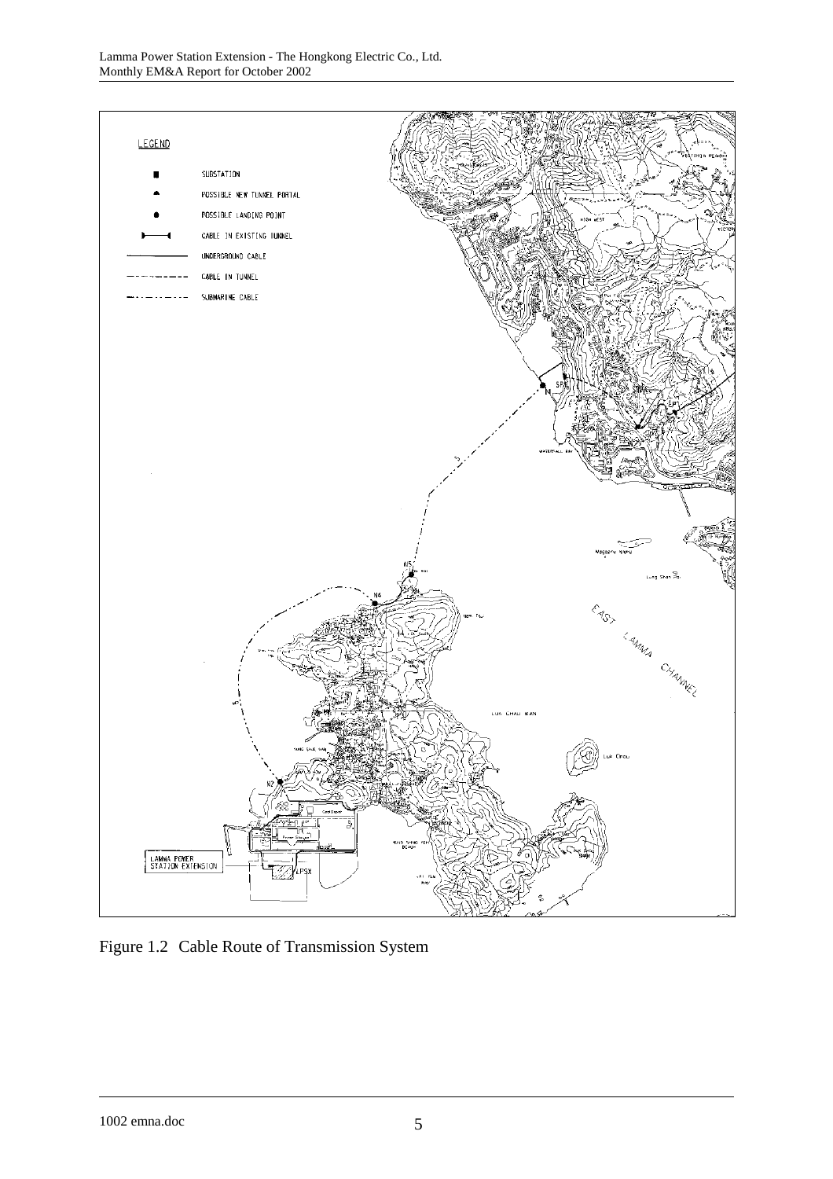Figure 1.2 Cable Route of Transmission System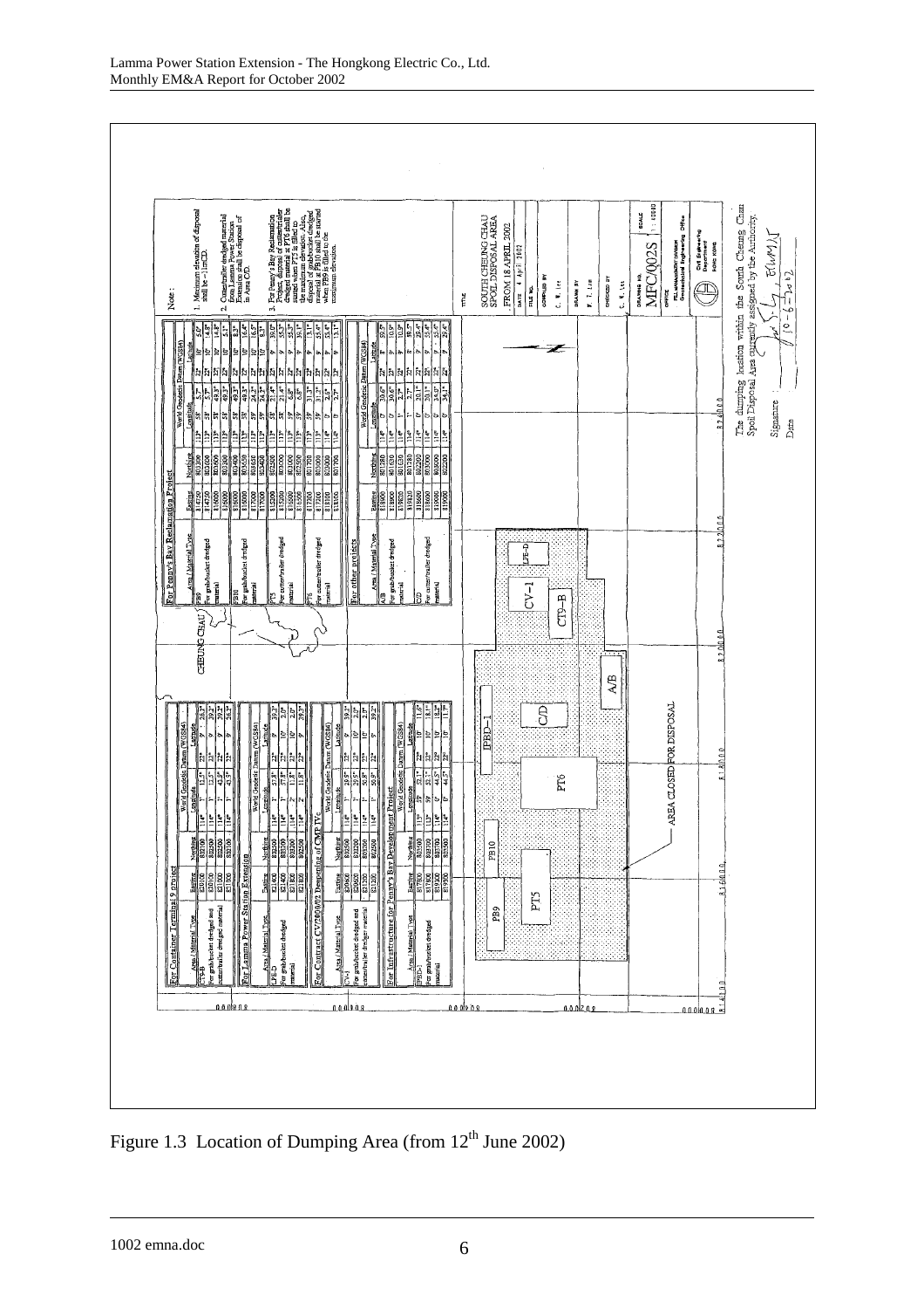**For Container Terminal 9 Project**

| Area / Material Type | Easting | Northing | Longitude | Latitude |
|---|---|---|---|---|
| CT9-B For grab/bucket dredged and cutter/trailer dredged material | 820100 | 802100 | 114° 1' 12.5" | 22° 9' 26.2" |
| | 820100 | 802500 | 114° 1' 12.5" | 22° 9' 39.2" |
| | 821300 | 802500 | 114° 1' 43.9" | 22° 9' 39.2" |
| | 821300 | 802100 | 114° 1' 43.9" | 22° 9' 26.2" |

**For Lamma Power Station Extension**

| Area / Material Type | Easting | Northing | Longitude | Latitude |
|---|---|---|---|---|
| LPE-D For grab/bucket dredged material | 821400 | 802500 | 114° 1' 57.8" | 22° 9' 39.2" |
| | 821400 | 803200 | 114° 1' 57.8" | 22° 10' 2.0" |
| | 821850 | 803200 | 114° 2' 11.8" | 22° 10' 2.0" |
| | 821850 | 802500 | 114° 2' 11.8" | 22° 9' 39.3" |

**For Contract CV/2000/02 Deepening of CMPTs**

| Area / Material Type | Easting | Northing | Longitude | Latitude |
|---|---|---|---|---|
| CV-1 For grab/bucket dredged and cutter/trailer dredged material | 820600 | 802500 | 114° 1' 29.9" | 22° 9' 39.2" |
| | 820600 | 803200 | 114° 1' 29.9" | 22° 10' 2.0" |
| | 821200 | 803200 | 114° 1' 50.9" | 22° 10' 2.0" |
| | 821200 | 802500 | 114° 1' 50.9" | 22° 9' 39.2" |

**For Infrastructure for Penny's Bay Development Project**

| Area / Material Type | Easting | Northing | Longitude | Latitude |
|---|---|---|---|---|
| PBD-1 For grab/bucket dredged material | 817800 | 802800 | 113° 59' 52.1" | 22° 10' 11.6" |
| | 817800 | 803000 | 113° 59' 52.1" | 22° 10' 18.1" |
| | 819500 | 803000 | 114° 0' 44.5" | 22° 10' 18.1" |
| | 819500 | 802800 | 114° 0' 44.5" | 22° 10' 11.9" |

**For Penny's Bay Reclamation Project**

| Area / Material Type | Easting | Northing | Longitude | Latitude |
|---|---|---|---|---|
| PB9 For grab/bucket dredged material | 814750 | 802300 | 113° 58' 5.7" | 22° 10' 5.0" |
| | 814750 | 802600 | 113° 58' 5.7" | 22° 10' 14.8" |
| | 816000 | 802600 | 113° 58' 49.3" | 22° 10' 14.8" |
| | 816000 | 802300 | 113° 58' 49.3" | 22° 10' 5.1" |
| PB10 For grab/bucket dredged material | 816000 | 802400 | 113° 58' 49.3" | 22° 10' 8.3" |
| | 816000 | 802650 | 113° 58' 49.3" | 22° 10' 16.4" |
| | 817000 | 802650 | 113° 59' 24.3" | 22° 10' 16.5" |
| | 817000 | 802400 | 113° 59' 24.3" | 22° 10' 8.3" |
| PT5 For cutter/trailer dredged material | 815200 | 801600 | 113° 58' 21.4" | 22° 9' 39.0" |
| | 815200 | 802000 | 113° 58' 21.4" | 22° 9' 55.3" |
| | 816500 | 802000 | 113° 59' 6.8" | 22° 9' 55.3" |
| | 816500 | 801600 | 113° 59' 6.8" | 22° 9' 39.1" |
| PT6 For cutter/trailer dredged material | 817200 | 801700 | 113° 59' 31.3" | 22° 9' 13.1" |
| | 817200 | 802000 | 113° 59' 31.3" | 22° 9' 55.4" |
| | 818100 | 802000 | 114° 0' 2.6" | 22° 9' 55.4" |
| | 818100 | 801700 | 114° 0' 2.7" | 22° 9' 13.1" |

**For other projects**

| Area / Material Type | Easting | Northing | Longitude | Latitude |
|---|---|---|---|---|
| A/B For grab/bucket dredged material | 818900 | 801300 | 114° 0' 30.6" | 22° 8' 59.5" |
| | 818900 | 801600 | 114° 0' 30.6" | 22° 9' 10.9" |
| | 819600 | 801600 | 114° 0' 55.0" | 22° 9' 10.9" |
| | 819420 | 801280 | 114° 1' 2.7" | 22° 8' 59.5" |
| C/D For cutter/trailer dredged material | 818600 | 802200 | 114° 0' 20.1" | 22° 9' 29.4" |
| | 818600 | 802000 | 114° 0' 20.1" | 22° 9' 35.4" |
| | 819900 | 802000 | 114° 0' 34.5" | 22° 9' 35.4" |
| | 819900 | 802200 | 114° 0' 34.5" | 22° 9' 29.4" |

Note:

1. Maximum elevation of disposal shall be -11mCD.
2. Cutter/trailer dredged material from Lamma Power Station Extension shall be disposal of in Area C/D.
3. For Penny's Bay Reclamation Project, disposal of cutter/trailer dredged material at PT6 shall be started when PT5 is filled to the maximum elevation. Also, disposal of grab/bucket dredged material at PB10 shall be started when PB9 is filled to the maximum elevation.

CHEUNG CHAU

PB9, PB10, PT5, PT6, PBD-1, C/D, A/B, CV-1, CT9-B, LPE-D

AREA CLOSED FOR DISPOSAL

TITLE: SOUTH CHEUNG CHAU SPOIL DISPOSAL AREA FROM 18 APRIL 2002

DATE: 4 April 2002

COMPILED BY: C. W. Lee

DRAWN BY: F. T. Lin

CHECKED BY: C. W. Lee

DRAWING NO.: MFC/002S

SCALE: 1 : 40000

OFFICE: Fill Management Division, Geotechnical Engineering Office

Civil Engineering Department Hong Kong

The dumping location within the South Cheung Chau Spoil Disposal Area currently assigned by the Authority.

Signature

Date 10-6-2002

Figure 1.3 Location of Dumping Area (from 12th June 2002)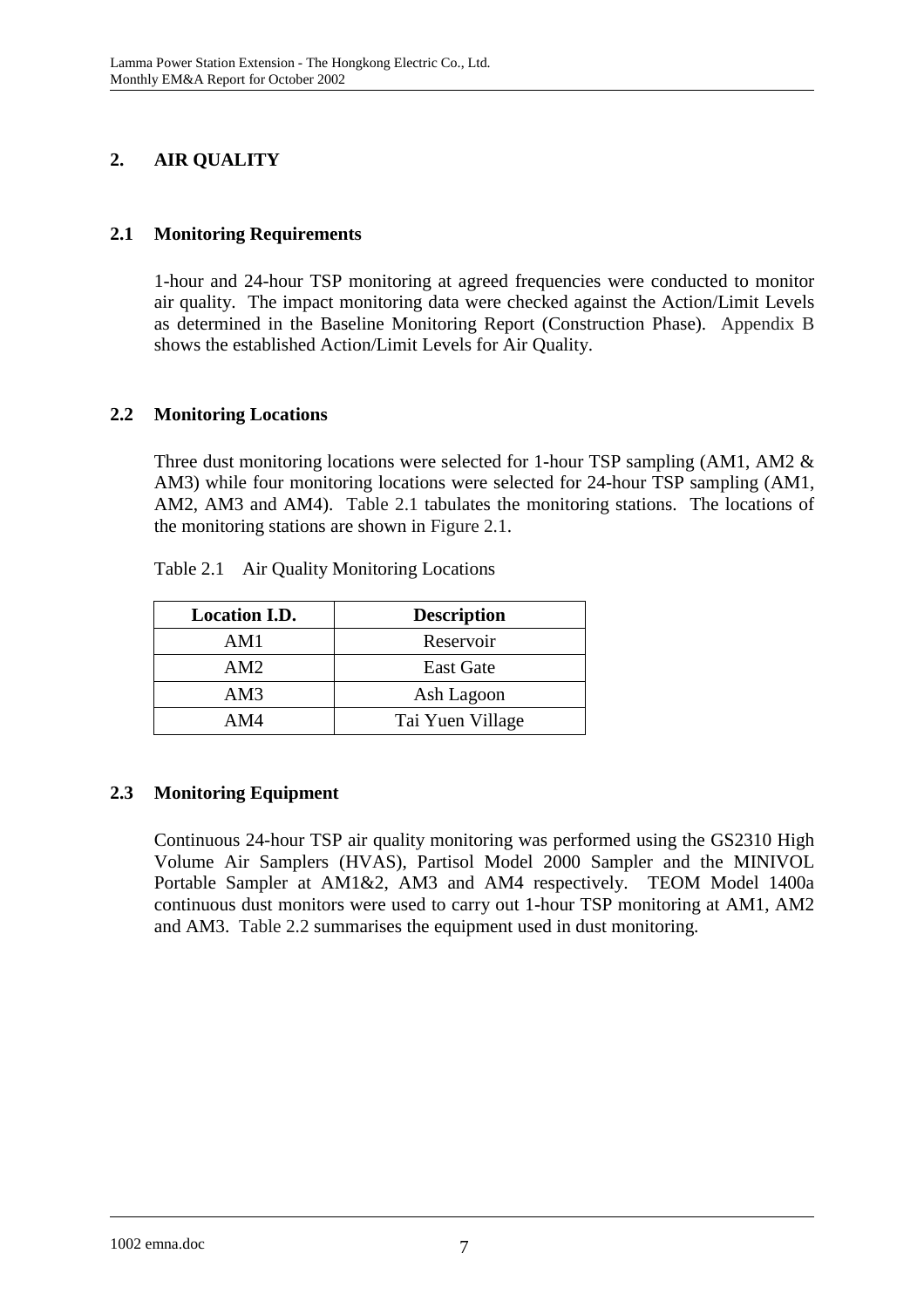## 2. AIR QUALITY

### 2.1 Monitoring Requirements

1-hour and 24-hour TSP monitoring at agreed frequencies were conducted to monitor air quality. The impact monitoring data were checked against the Action/Limit Levels as determined in the Baseline Monitoring Report (Construction Phase). Appendix B shows the established Action/Limit Levels for Air Quality.

### 2.2 Monitoring Locations

Three dust monitoring locations were selected for 1-hour TSP sampling (AM1, AM2 & AM3) while four monitoring locations were selected for 24-hour TSP sampling (AM1, AM2, AM3 and AM4). Table 2.1 tabulates the monitoring stations. The locations of the monitoring stations are shown in Figure 2.1.

Table 2.1 Air Quality Monitoring Locations

| Location I.D. | Description |
|---|---|
| AM1 | Reservoir |
| AM2 | East Gate |
| AM3 | Ash Lagoon |
| AM4 | Tai Yuen Village |

### 2.3 Monitoring Equipment

Continuous 24-hour TSP air quality monitoring was performed using the GS2310 High Volume Air Samplers (HVAS), Partisol Model 2000 Sampler and the MINIVOL Portable Sampler at AM1&2, AM3 and AM4 respectively. TEOM Model 1400a continuous dust monitors were used to carry out 1-hour TSP monitoring at AM1, AM2 and AM3. Table 2.2 summarises the equipment used in dust monitoring.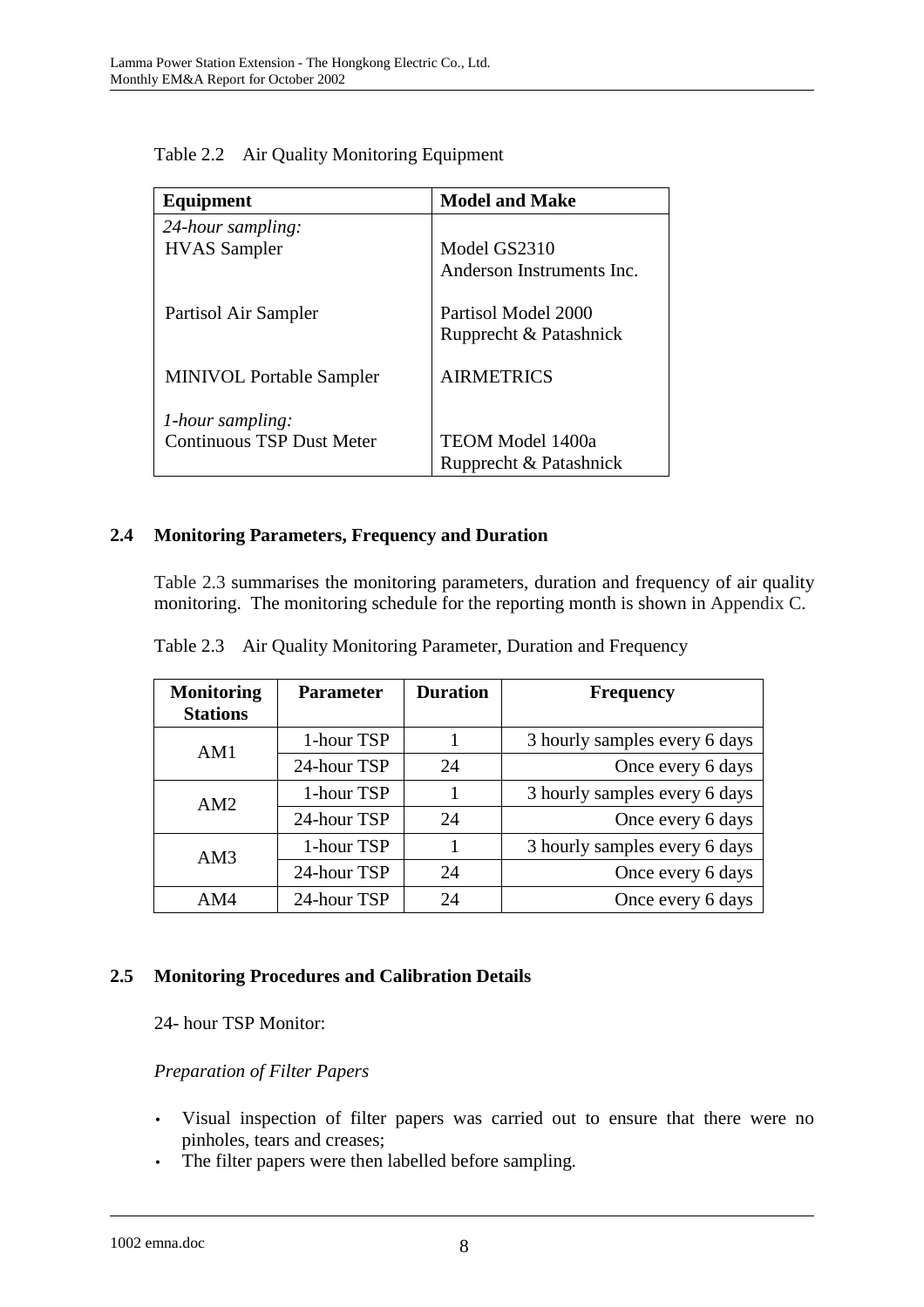Table 2.2 Air Quality Monitoring Equipment

| Equipment | Model and Make |
|---|---|
| *24-hour sampling:* | |
| HVAS Sampler | Model GS2310<br>Anderson Instruments Inc. |
| Partisol Air Sampler | Partisol Model 2000<br>Rupprecht & Patashnick |
| MINIVOL Portable Sampler | AIRMETRICS |
| *1-hour sampling:* | |
| Continuous TSP Dust Meter | TEOM Model 1400a<br>Rupprecht & Patashnick |

## 2.4 Monitoring Parameters, Frequency and Duration

Table 2.3 summarises the monitoring parameters, duration and frequency of air quality monitoring. The monitoring schedule for the reporting month is shown in Appendix C.

Table 2.3 Air Quality Monitoring Parameter, Duration and Frequency

| Monitoring Stations | Parameter | Duration | Frequency |
|---|---|---|---|
| AM1 | 1-hour TSP | 1 | 3 hourly samples every 6 days |
| | 24-hour TSP | 24 | Once every 6 days |
| AM2 | 1-hour TSP | 1 | 3 hourly samples every 6 days |
| | 24-hour TSP | 24 | Once every 6 days |
| AM3 | 1-hour TSP | 1 | 3 hourly samples every 6 days |
| | 24-hour TSP | 24 | Once every 6 days |
| AM4 | 24-hour TSP | 24 | Once every 6 days |

## 2.5 Monitoring Procedures and Calibration Details

24- hour TSP Monitor:

*Preparation of Filter Papers*

- Visual inspection of filter papers was carried out to ensure that there were no pinholes, tears and creases;
- The filter papers were then labelled before sampling.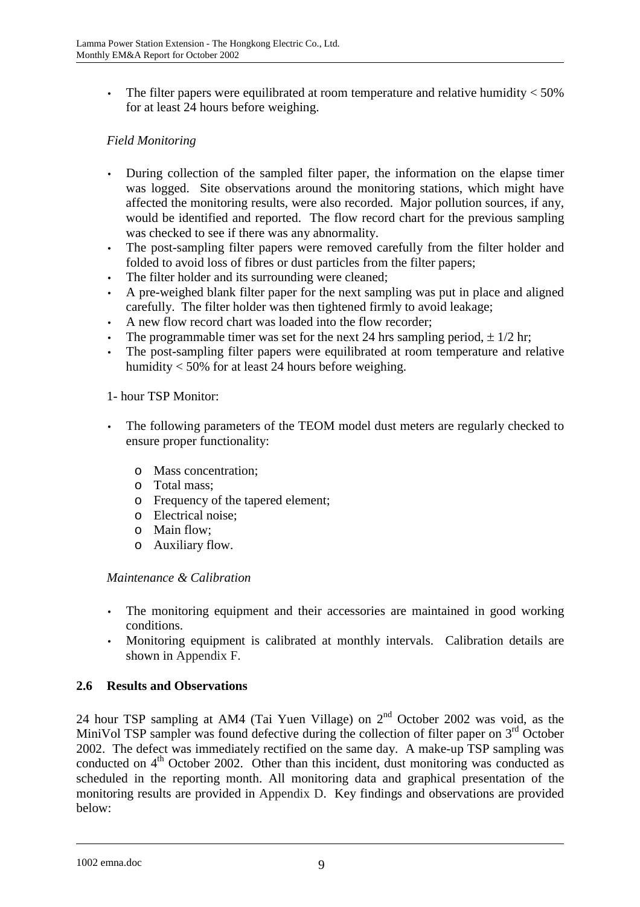- The filter papers were equilibrated at room temperature and relative humidity < 50% for at least 24 hours before weighing.

*Field Monitoring*

- During collection of the sampled filter paper, the information on the elapse timer was logged. Site observations around the monitoring stations, which might have affected the monitoring results, were also recorded. Major pollution sources, if any, would be identified and reported. The flow record chart for the previous sampling was checked to see if there was any abnormality.
- The post-sampling filter papers were removed carefully from the filter holder and folded to avoid loss of fibres or dust particles from the filter papers;
- The filter holder and its surrounding were cleaned;
- A pre-weighed blank filter paper for the next sampling was put in place and aligned carefully. The filter holder was then tightened firmly to avoid leakage;
- A new flow record chart was loaded into the flow recorder;
- The programmable timer was set for the next 24 hrs sampling period, ± 1/2 hr;
- The post-sampling filter papers were equilibrated at room temperature and relative humidity < 50% for at least 24 hours before weighing.

1- hour TSP Monitor:

- The following parameters of the TEOM model dust meters are regularly checked to ensure proper functionality:
  - Mass concentration;
  - Total mass;
  - Frequency of the tapered element;
  - Electrical noise;
  - Main flow;
  - Auxiliary flow.

*Maintenance & Calibration*

- The monitoring equipment and their accessories are maintained in good working conditions.
- Monitoring equipment is calibrated at monthly intervals. Calibration details are shown in Appendix F.

## 2.6 Results and Observations

24 hour TSP sampling at AM4 (Tai Yuen Village) on 2nd October 2002 was void, as the MiniVol TSP sampler was found defective during the collection of filter paper on 3rd October 2002. The defect was immediately rectified on the same day. A make-up TSP sampling was conducted on 4th October 2002. Other than this incident, dust monitoring was conducted as scheduled in the reporting month. All monitoring data and graphical presentation of the monitoring results are provided in Appendix D. Key findings and observations are provided below: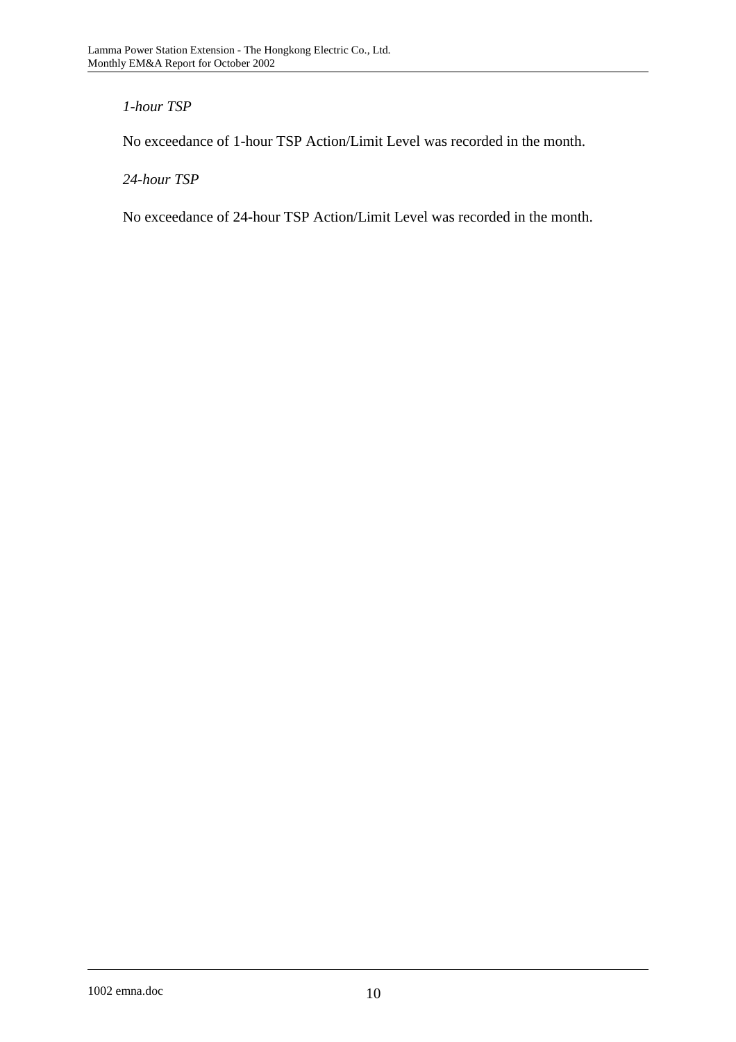*1-hour TSP*

No exceedance of 1-hour TSP Action/Limit Level was recorded in the month.

*24-hour TSP*

No exceedance of 24-hour TSP Action/Limit Level was recorded in the month.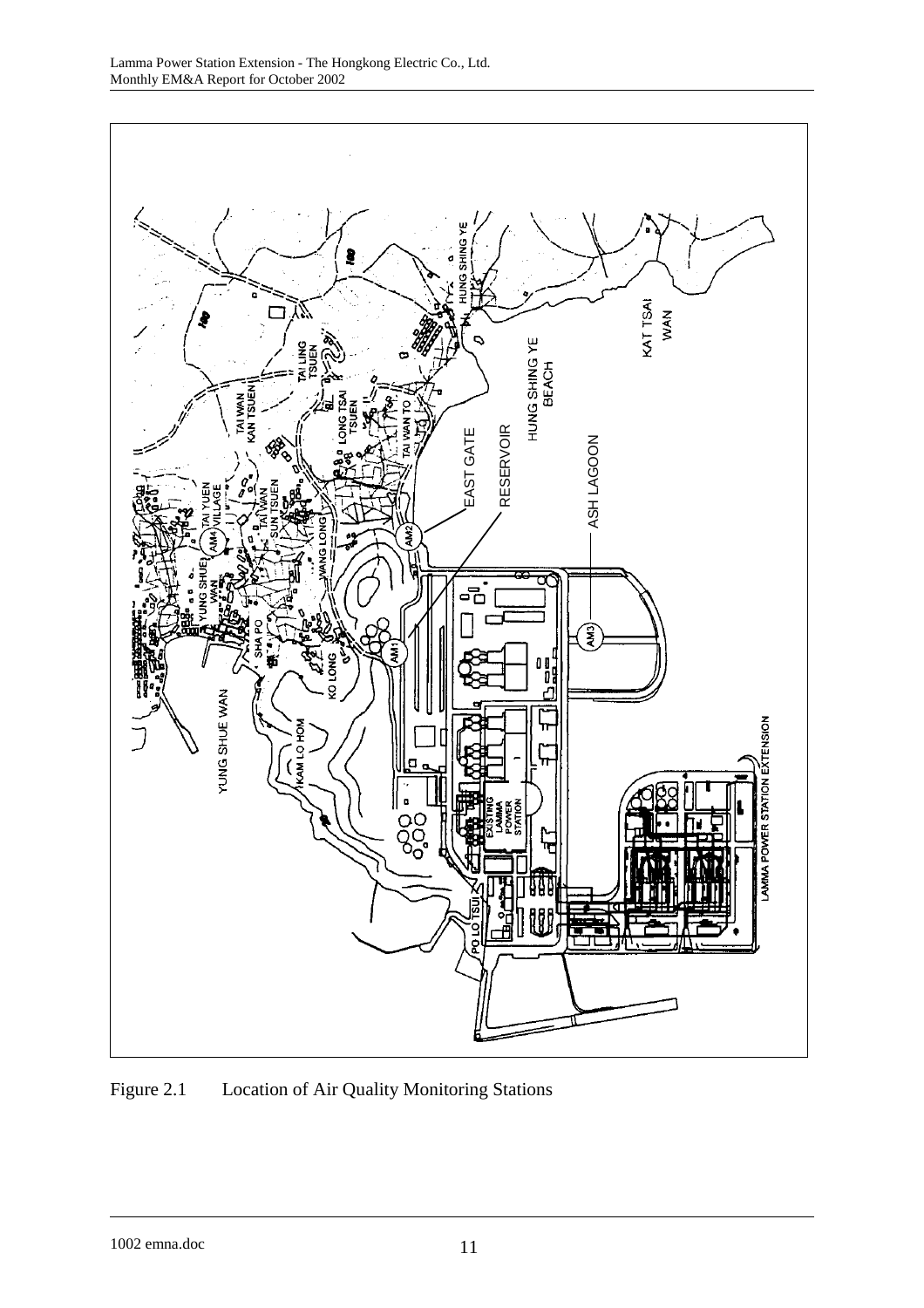Figure 2.1 Location of Air Quality Monitoring Stations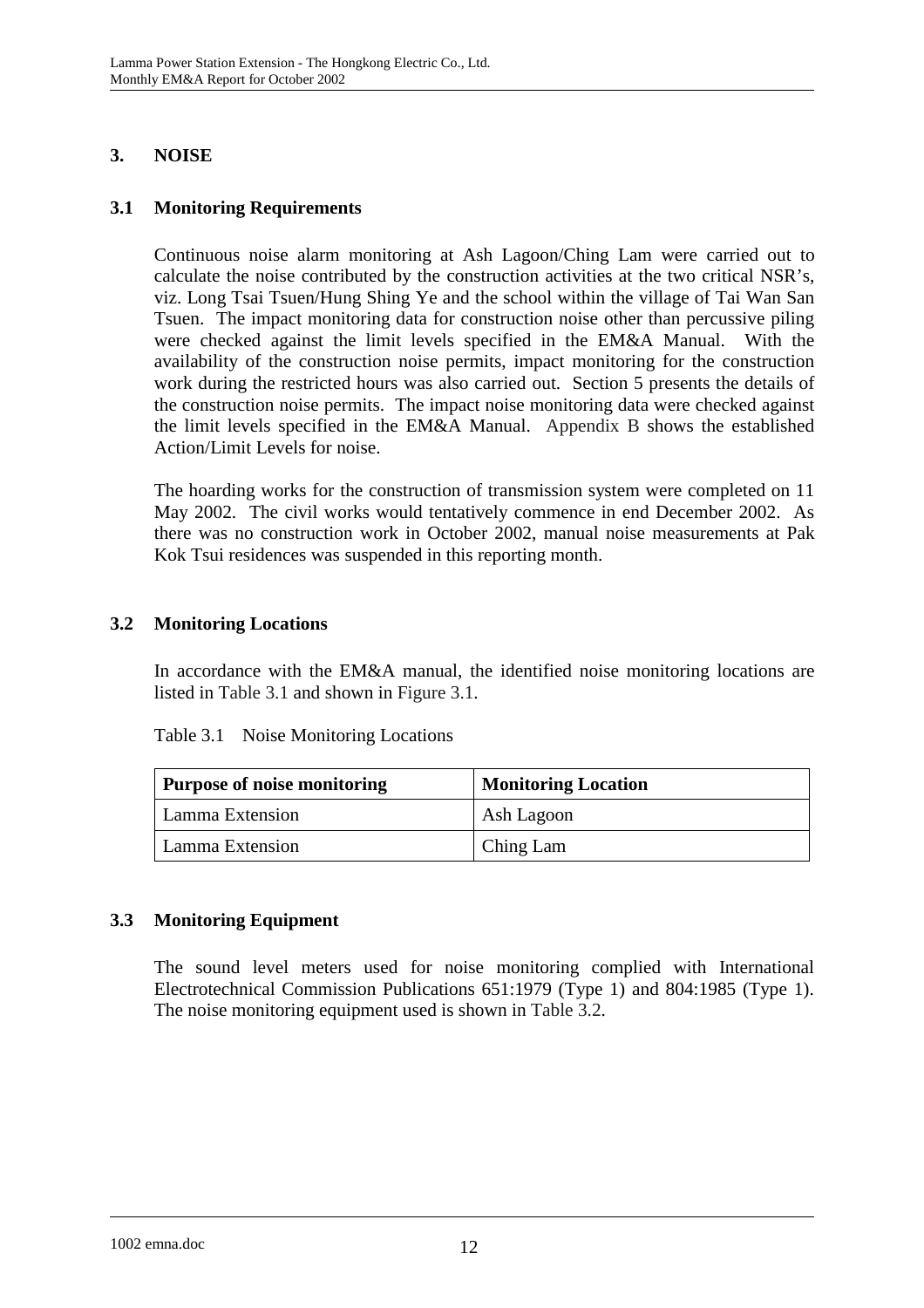# 3. NOISE

## 3.1 Monitoring Requirements

Continuous noise alarm monitoring at Ash Lagoon/Ching Lam were carried out to calculate the noise contributed by the construction activities at the two critical NSR's, viz. Long Tsai Tsuen/Hung Shing Ye and the school within the village of Tai Wan San Tsuen. The impact monitoring data for construction noise other than percussive piling were checked against the limit levels specified in the EM&A Manual. With the availability of the construction noise permits, impact monitoring for the construction work during the restricted hours was also carried out. Section 5 presents the details of the construction noise permits. The impact noise monitoring data were checked against the limit levels specified in the EM&A Manual. Appendix B shows the established Action/Limit Levels for noise.

The hoarding works for the construction of transmission system were completed on 11 May 2002. The civil works would tentatively commence in end December 2002. As there was no construction work in October 2002, manual noise measurements at Pak Kok Tsui residences was suspended in this reporting month.

## 3.2 Monitoring Locations

In accordance with the EM&A manual, the identified noise monitoring locations are listed in Table 3.1 and shown in Figure 3.1.

Table 3.1 Noise Monitoring Locations

| Purpose of noise monitoring | Monitoring Location |
| --- | --- |
| Lamma Extension | Ash Lagoon |
| Lamma Extension | Ching Lam |

## 3.3 Monitoring Equipment

The sound level meters used for noise monitoring complied with International Electrotechnical Commission Publications 651:1979 (Type 1) and 804:1985 (Type 1). The noise monitoring equipment used is shown in Table 3.2.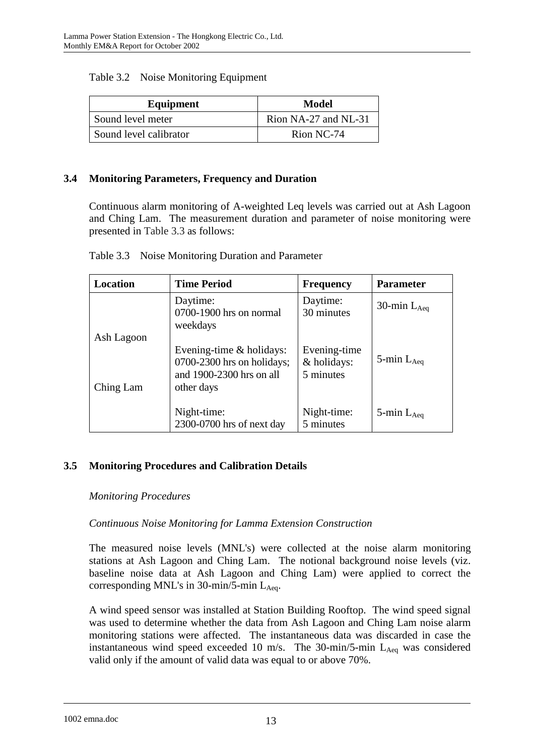Table 3.2 Noise Monitoring Equipment

| Equipment | Model |
|---|---|
| Sound level meter | Rion NA-27 and NL-31 |
| Sound level calibrator | Rion NC-74 |

## 3.4 Monitoring Parameters, Frequency and Duration

Continuous alarm monitoring of A-weighted Leq levels was carried out at Ash Lagoon and Ching Lam. The measurement duration and parameter of noise monitoring were presented in Table 3.3 as follows:

Table 3.3 Noise Monitoring Duration and Parameter

| Location | Time Period | Frequency | Parameter |
|---|---|---|---|
| Ash Lagoon<br><br>Ching Lam | Daytime:<br>0700-1900 hrs on normal weekdays | Daytime:<br>30 minutes | 30-min $L_{Aeq}$ |
| | Evening-time & holidays:<br>0700-2300 hrs on holidays; and 1900-2300 hrs on all other days | Evening-time & holidays:<br>5 minutes | 5-min $L_{Aeq}$ |
| | Night-time:<br>2300-0700 hrs of next day | Night-time:<br>5 minutes | 5-min $L_{Aeq}$ |

## 3.5 Monitoring Procedures and Calibration Details

*Monitoring Procedures*

*Continuous Noise Monitoring for Lamma Extension Construction*

The measured noise levels (MNL's) were collected at the noise alarm monitoring stations at Ash Lagoon and Ching Lam. The notional background noise levels (viz. baseline noise data at Ash Lagoon and Ching Lam) were applied to correct the corresponding MNL's in 30-min/5-min $L_{Aeq}$.

A wind speed sensor was installed at Station Building Rooftop. The wind speed signal was used to determine whether the data from Ash Lagoon and Ching Lam noise alarm monitoring stations were affected. The instantaneous data was discarded in case the instantaneous wind speed exceeded 10 m/s. The 30-min/5-min $L_{Aeq}$ was considered valid only if the amount of valid data was equal to or above 70%.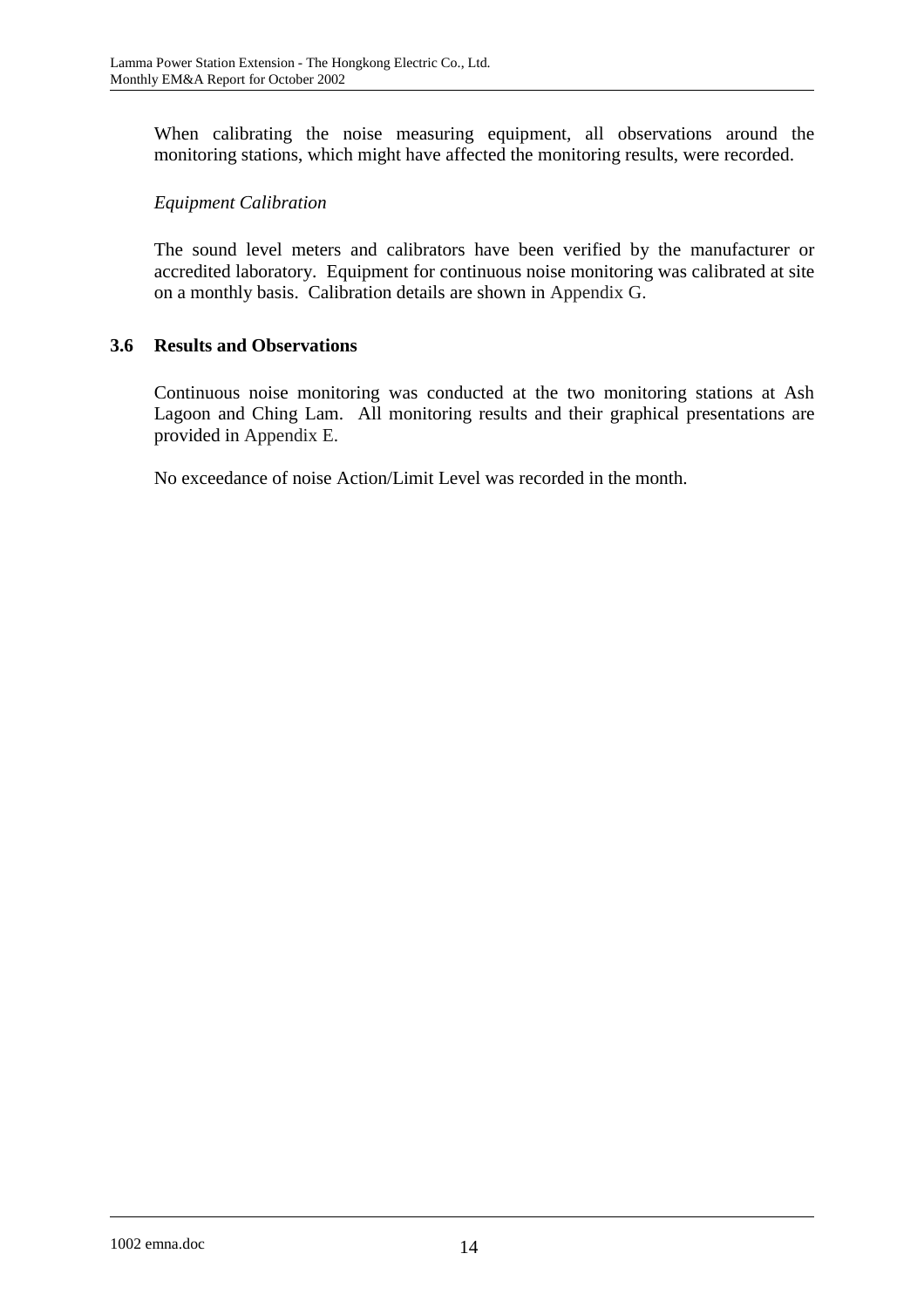When calibrating the noise measuring equipment, all observations around the monitoring stations, which might have affected the monitoring results, were recorded.

*Equipment Calibration*

The sound level meters and calibrators have been verified by the manufacturer or accredited laboratory. Equipment for continuous noise monitoring was calibrated at site on a monthly basis. Calibration details are shown in Appendix G.

### 3.6 Results and Observations

Continuous noise monitoring was conducted at the two monitoring stations at Ash Lagoon and Ching Lam. All monitoring results and their graphical presentations are provided in Appendix E.

No exceedance of noise Action/Limit Level was recorded in the month.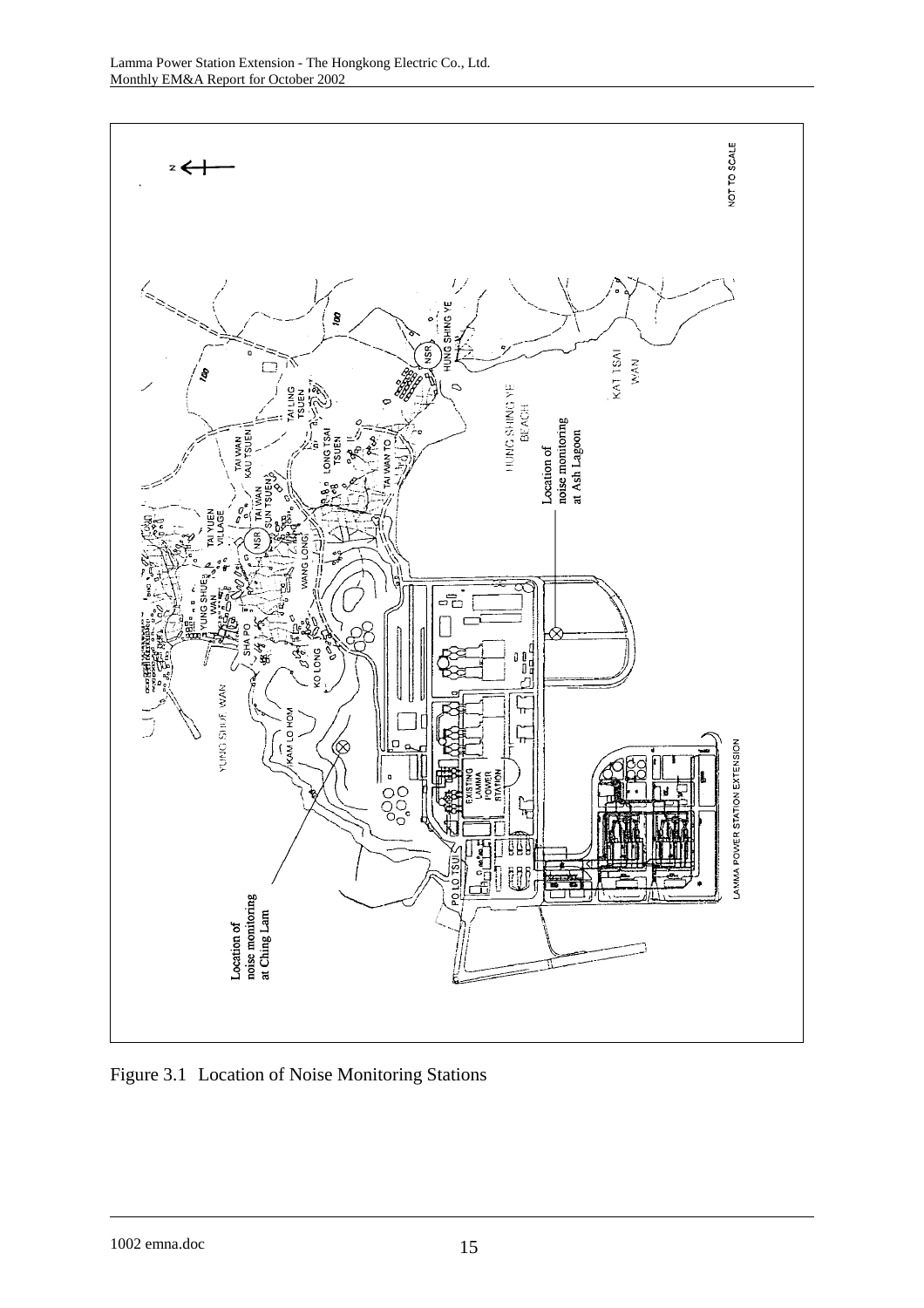Figure 3.1 Location of Noise Monitoring Stations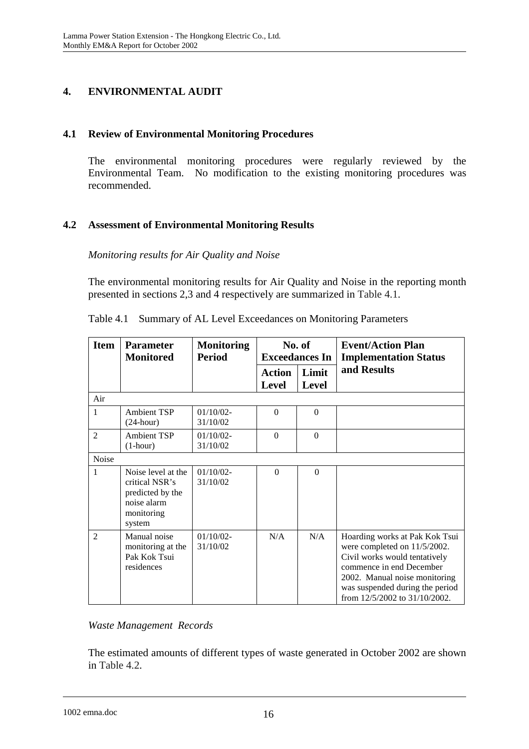# 4. ENVIRONMENTAL AUDIT

## 4.1 Review of Environmental Monitoring Procedures

The environmental monitoring procedures were regularly reviewed by the Environmental Team. No modification to the existing monitoring procedures was recommended.

## 4.2 Assessment of Environmental Monitoring Results

*Monitoring results for Air Quality and Noise*

The environmental monitoring results for Air Quality and Noise in the reporting month presented in sections 2,3 and 4 respectively are summarized in Table 4.1.

Table 4.1 Summary of AL Level Exceedances on Monitoring Parameters

| Item | Parameter Monitored | Monitoring Period | No. of Exceedances In | | Event/Action Plan Implementation Status and Results |
|---|---|---|---|---|---|
| | | | Action Level | Limit Level | |
| Air | | | | | |
| 1 | Ambient TSP (24-hour) | 01/10/02-31/10/02 | 0 | 0 | |
| 2 | Ambient TSP (1-hour) | 01/10/02-31/10/02 | 0 | 0 | |
| Noise | | | | | |
| 1 | Noise level at the critical NSR's predicted by the noise alarm monitoring system | 01/10/02-31/10/02 | 0 | 0 | |
| 2 | Manual noise monitoring at the Pak Kok Tsui residences | 01/10/02-31/10/02 | N/A | N/A | Hoarding works at Pak Kok Tsui were completed on 11/5/2002. Civil works would tentatively commence in end December 2002. Manual noise monitoring was suspended during the period from 12/5/2002 to 31/10/2002. |

*Waste Management Records*

The estimated amounts of different types of waste generated in October 2002 are shown in Table 4.2.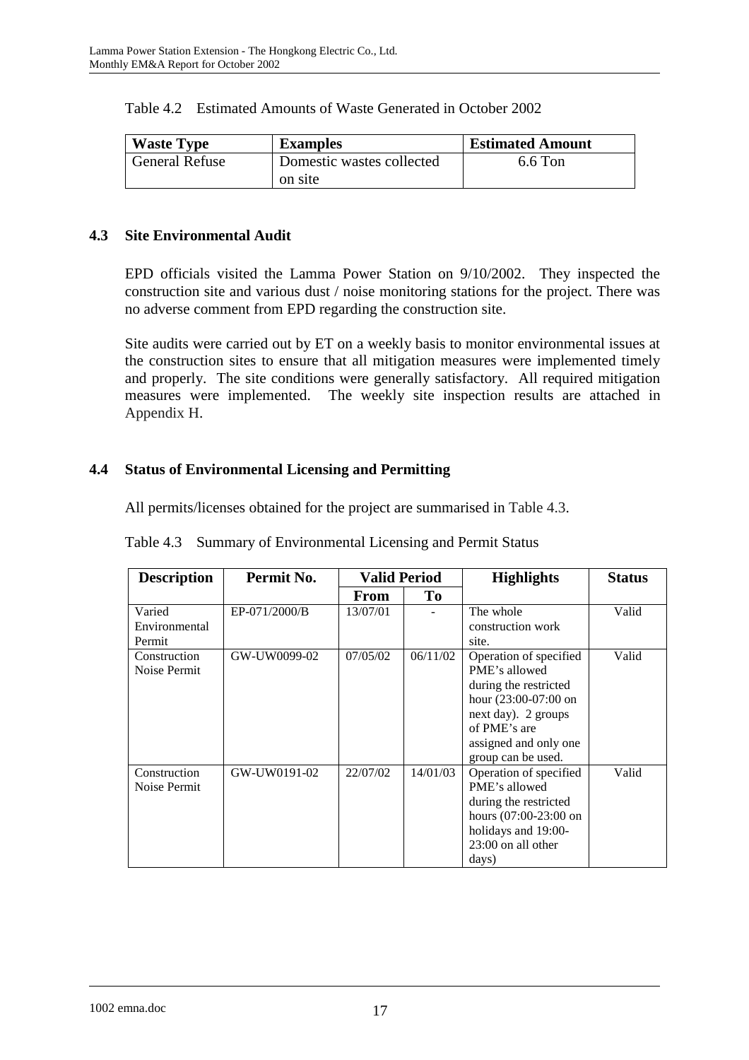Table 4.2 Estimated Amounts of Waste Generated in October 2002

| Waste Type | Examples | Estimated Amount |
|---|---|---|
| General Refuse | Domestic wastes collected on site | 6.6 Ton |

### 4.3 Site Environmental Audit

EPD officials visited the Lamma Power Station on 9/10/2002. They inspected the construction site and various dust / noise monitoring stations for the project. There was no adverse comment from EPD regarding the construction site.

Site audits were carried out by ET on a weekly basis to monitor environmental issues at the construction sites to ensure that all mitigation measures were implemented timely and properly. The site conditions were generally satisfactory. All required mitigation measures were implemented. The weekly site inspection results are attached in Appendix H.

### 4.4 Status of Environmental Licensing and Permitting

All permits/licenses obtained for the project are summarised in Table 4.3.

Table 4.3 Summary of Environmental Licensing and Permit Status

| Description | Permit No. | Valid Period | | Highlights | Status |
|---|---|---|---|---|---|
| | | From | To | | |
| Varied Environmental Permit | EP-071/2000/B | 13/07/01 | - | The whole construction work site. | Valid |
| Construction Noise Permit | GW-UW0099-02 | 07/05/02 | 06/11/02 | Operation of specified PME's allowed during the restricted hour (23:00-07:00 on next day). 2 groups of PME's are assigned and only one group can be used. | Valid |
| Construction Noise Permit | GW-UW0191-02 | 22/07/02 | 14/01/03 | Operation of specified PME's allowed during the restricted hours (07:00-23:00 on holidays and 19:00-23:00 on all other days) | Valid |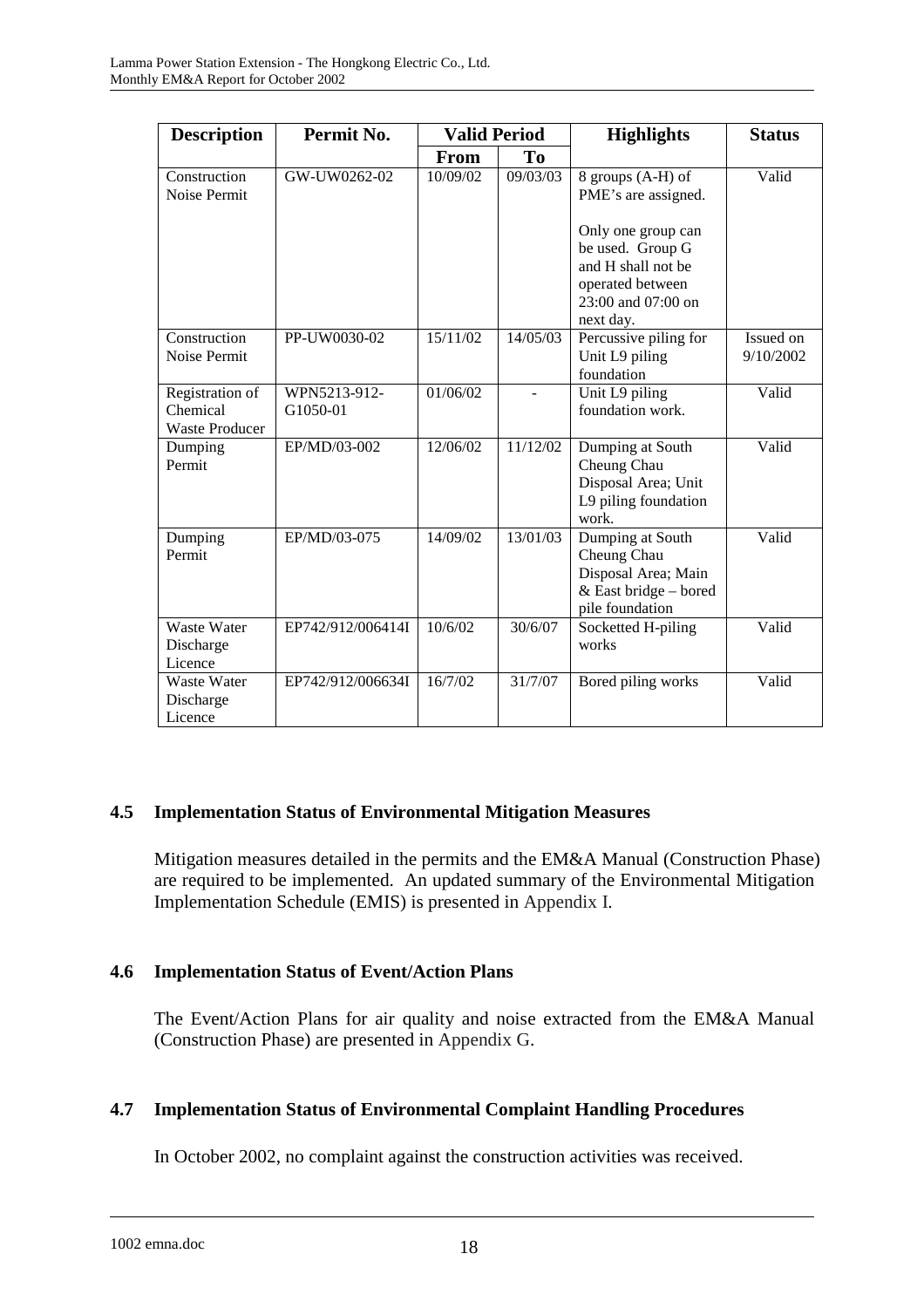| Description | Permit No. | Valid Period | | Highlights | Status |
|---|---|---|---|---|---|
| | | From | To | | |
| Construction Noise Permit | GW-UW0262-02 | 10/09/02 | 09/03/03 | 8 groups (A-H) of PME's are assigned.<br><br>Only one group can be used. Group G and H shall not be operated between 23:00 and 07:00 on next day. | Valid |
| Construction Noise Permit | PP-UW0030-02 | 15/11/02 | 14/05/03 | Percussive piling for Unit L9 piling foundation | Issued on 9/10/2002 |
| Registration of Chemical Waste Producer | WPN5213-912-G1050-01 | 01/06/02 | - | Unit L9 piling foundation work. | Valid |
| Dumping Permit | EP/MD/03-002 | 12/06/02 | 11/12/02 | Dumping at South Cheung Chau Disposal Area; Unit L9 piling foundation work. | Valid |
| Dumping Permit | EP/MD/03-075 | 14/09/02 | 13/01/03 | Dumping at South Cheung Chau Disposal Area; Main & East bridge – bored pile foundation | Valid |
| Waste Water Discharge Licence | EP742/912/006414I | 10/6/02 | 30/6/07 | Socketted H-piling works | Valid |
| Waste Water Discharge Licence | EP742/912/006634I | 16/7/02 | 31/7/07 | Bored piling works | Valid |

## 4.5 Implementation Status of Environmental Mitigation Measures

Mitigation measures detailed in the permits and the EM&A Manual (Construction Phase) are required to be implemented. An updated summary of the Environmental Mitigation Implementation Schedule (EMIS) is presented in Appendix I.

## 4.6 Implementation Status of Event/Action Plans

The Event/Action Plans for air quality and noise extracted from the EM&A Manual (Construction Phase) are presented in Appendix G.

## 4.7 Implementation Status of Environmental Complaint Handling Procedures

In October 2002, no complaint against the construction activities was received.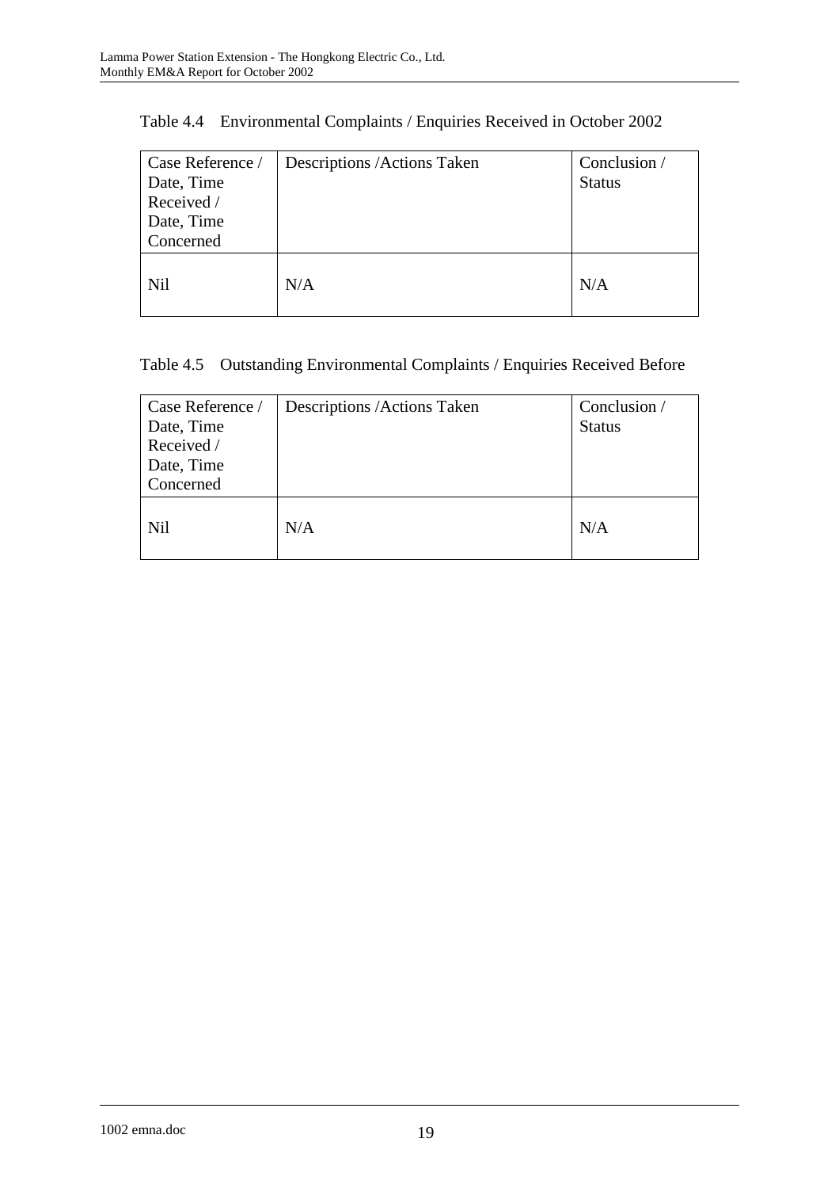Table 4.4 Environmental Complaints / Enquiries Received in October 2002

| Case Reference / Date, Time Received / Date, Time Concerned | Descriptions /Actions Taken | Conclusion / Status |
|---|---|---|
| Nil | N/A | N/A |

Table 4.5 Outstanding Environmental Complaints / Enquiries Received Before

| Case Reference / Date, Time Received / Date, Time Concerned | Descriptions /Actions Taken | Conclusion / Status |
|---|---|---|
| Nil | N/A | N/A |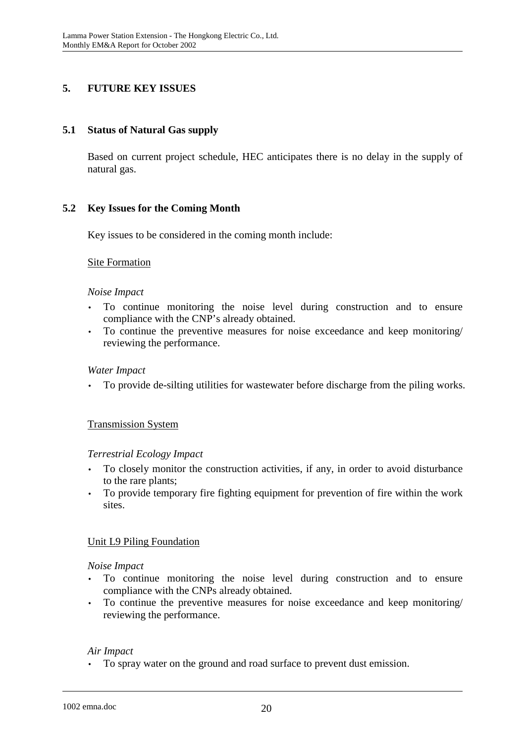## 5. FUTURE KEY ISSUES

### 5.1 Status of Natural Gas supply

Based on current project schedule, HEC anticipates there is no delay in the supply of natural gas.

### 5.2 Key Issues for the Coming Month

Key issues to be considered in the coming month include:

Site Formation

*Noise Impact*

- To continue monitoring the noise level during construction and to ensure compliance with the CNP's already obtained.
- To continue the preventive measures for noise exceedance and keep monitoring/ reviewing the performance.

*Water Impact*

- To provide de-silting utilities for wastewater before discharge from the piling works.

Transmission System

*Terrestrial Ecology Impact*

- To closely monitor the construction activities, if any, in order to avoid disturbance to the rare plants;
- To provide temporary fire fighting equipment for prevention of fire within the work sites.

Unit L9 Piling Foundation

*Noise Impact*

- To continue monitoring the noise level during construction and to ensure compliance with the CNPs already obtained.
- To continue the preventive measures for noise exceedance and keep monitoring/ reviewing the performance.

*Air Impact*

- To spray water on the ground and road surface to prevent dust emission.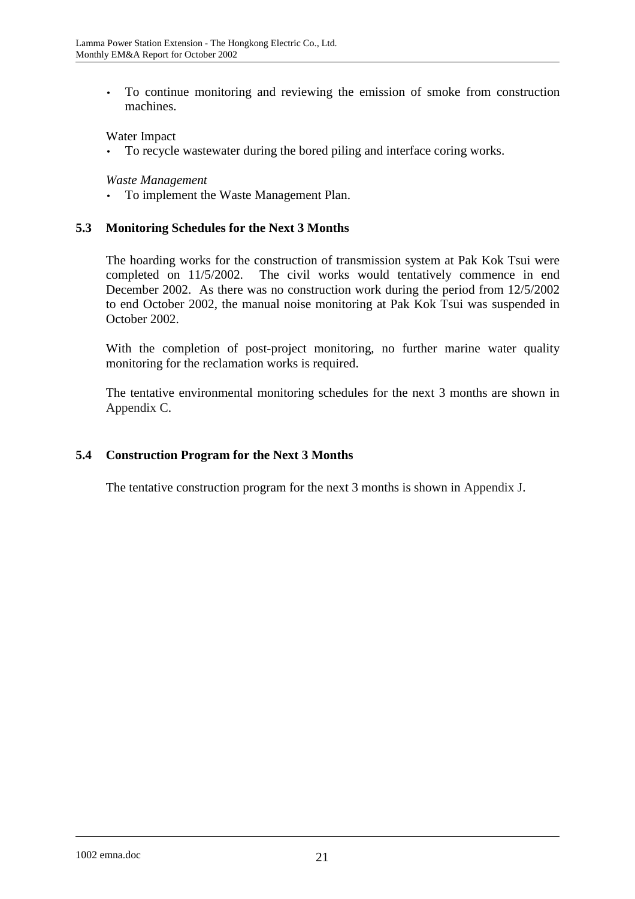- To continue monitoring and reviewing the emission of smoke from construction machines.

Water Impact

- To recycle wastewater during the bored piling and interface coring works.

*Waste Management*

- To implement the Waste Management Plan.

## 5.3 Monitoring Schedules for the Next 3 Months

The hoarding works for the construction of transmission system at Pak Kok Tsui were completed on 11/5/2002. The civil works would tentatively commence in end December 2002. As there was no construction work during the period from 12/5/2002 to end October 2002, the manual noise monitoring at Pak Kok Tsui was suspended in October 2002.

With the completion of post-project monitoring, no further marine water quality monitoring for the reclamation works is required.

The tentative environmental monitoring schedules for the next 3 months are shown in Appendix C.

## 5.4 Construction Program for the Next 3 Months

The tentative construction program for the next 3 months is shown in Appendix J.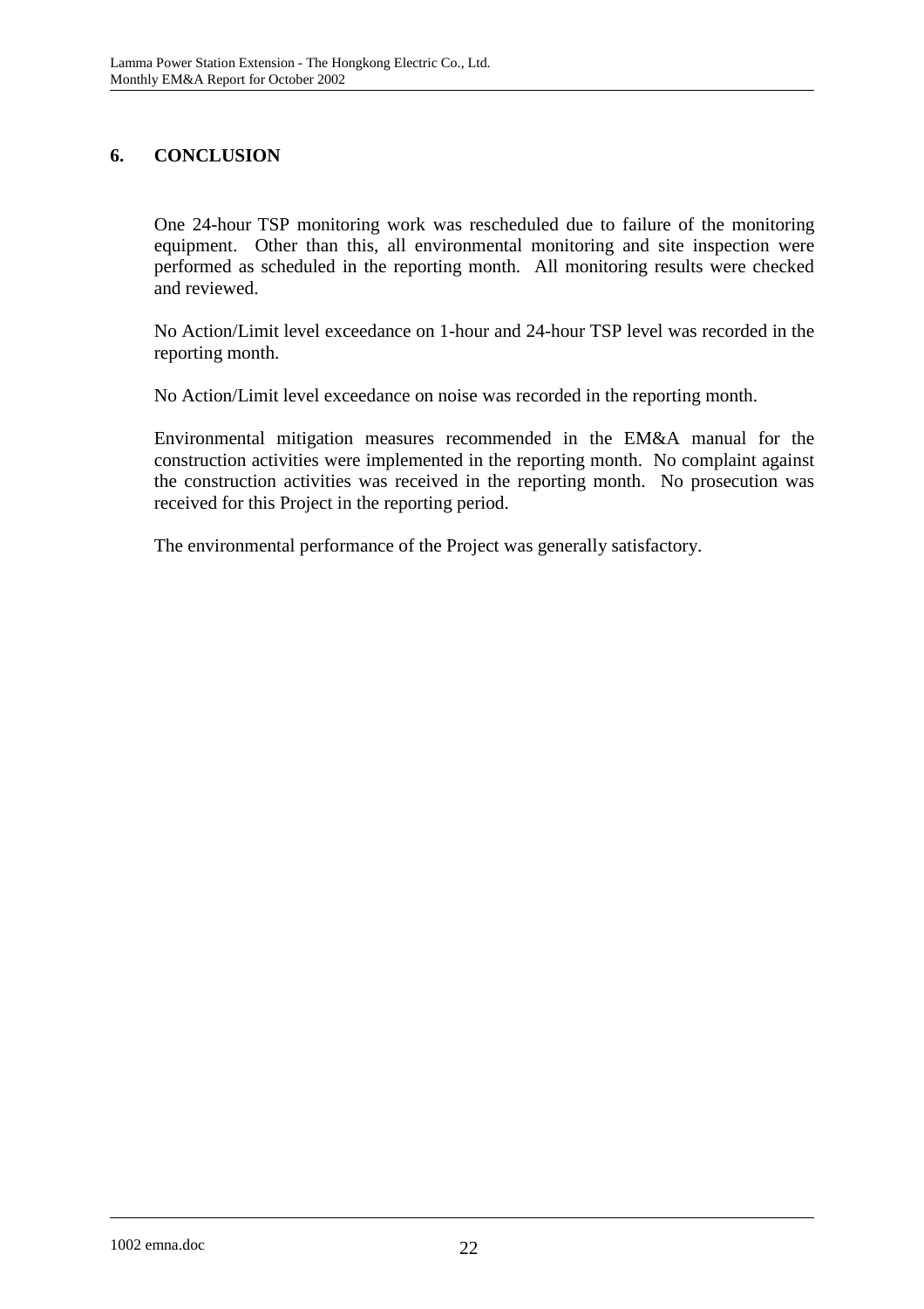## 6. CONCLUSION

One 24-hour TSP monitoring work was rescheduled due to failure of the monitoring equipment. Other than this, all environmental monitoring and site inspection were performed as scheduled in the reporting month. All monitoring results were checked and reviewed.

No Action/Limit level exceedance on 1-hour and 24-hour TSP level was recorded in the reporting month.

No Action/Limit level exceedance on noise was recorded in the reporting month.

Environmental mitigation measures recommended in the EM&A manual for the construction activities were implemented in the reporting month. No complaint against the construction activities was received in the reporting month. No prosecution was received for this Project in the reporting period.

The environmental performance of the Project was generally satisfactory.